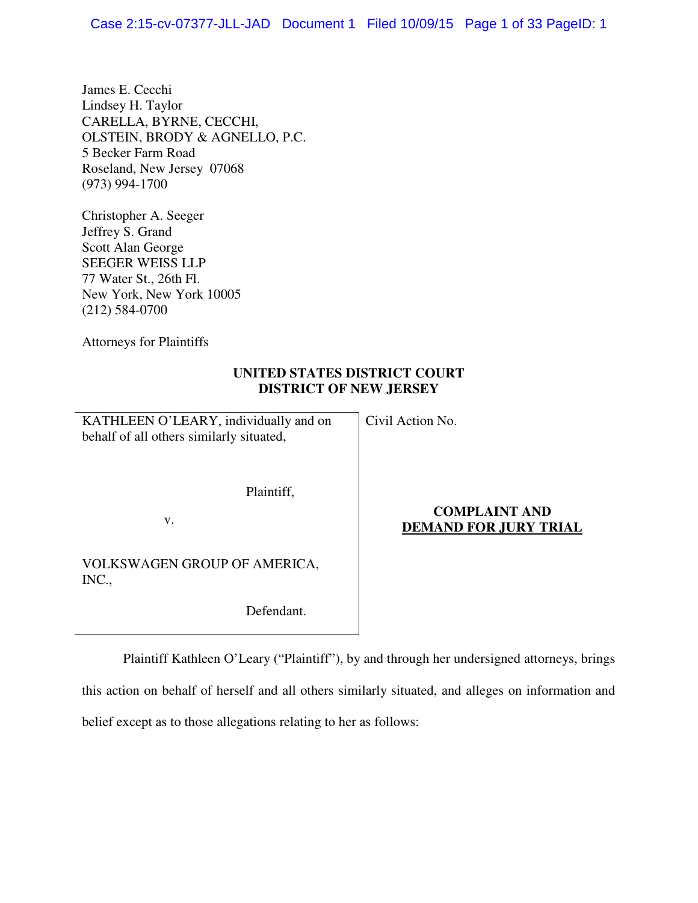James E. Cecchi
Lindsey H. Taylor
CARELLA, BYRNE, CECCHI,
OLSTEIN, BRODY & AGNELLO, P.C.
5 Becker Farm Road
Roseland, New Jersey 07068
(973) 994-1700

Christopher A. Seeger
Jeffrey S. Grand
Scott Alan George
SEEGER WEISS LLP
77 Water St., 26th Fl.
New York, New York 10005
(212) 584-0700

Attorneys for Plaintiffs

**UNITED STATES DISTRICT COURT**
**DISTRICT OF NEW JERSEY**

| | |
|---|---|
| KATHLEEN O'LEARY, individually and on behalf of all others similarly situated,<br><br>Plaintiff,<br><br>v.<br><br>VOLKSWAGEN GROUP OF AMERICA, INC.,<br><br>Defendant. | Civil Action No.<br><br>**COMPLAINT AND**<br>**DEMAND FOR JURY TRIAL** |

Plaintiff Kathleen O'Leary ("Plaintiff"), by and through her undersigned attorneys, brings this action on behalf of herself and all others similarly situated, and alleges on information and belief except as to those allegations relating to her as follows: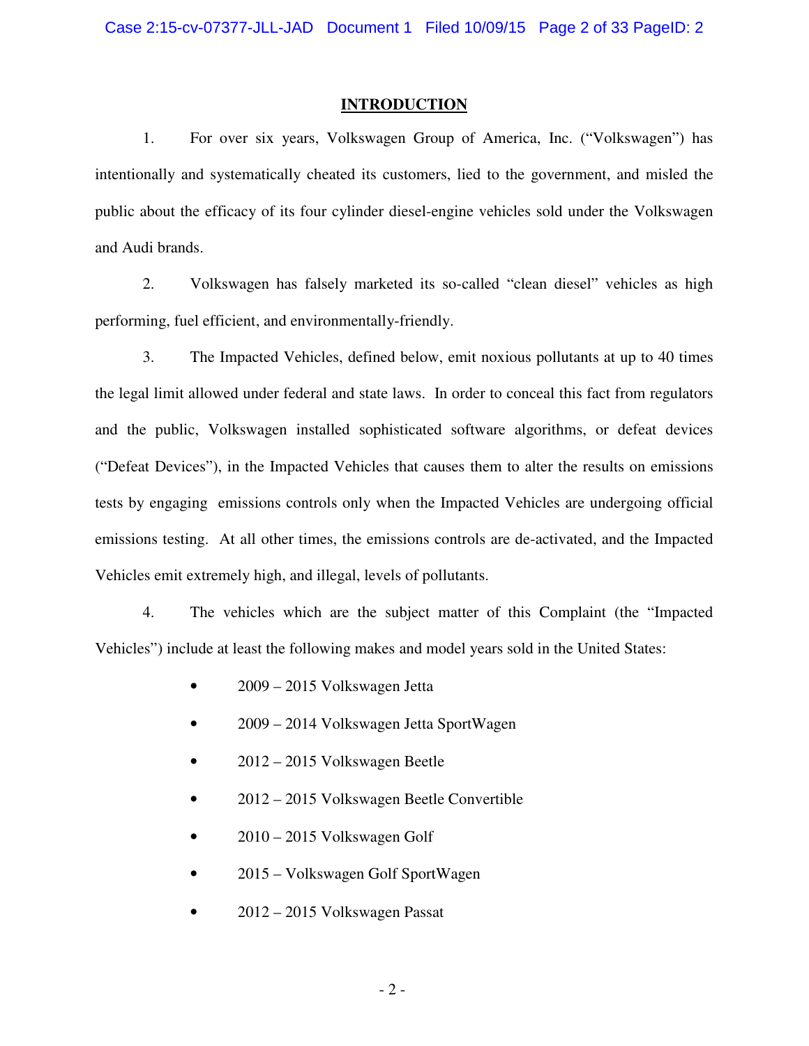## INTRODUCTION

1. For over six years, Volkswagen Group of America, Inc. ("Volkswagen") has intentionally and systematically cheated its customers, lied to the government, and misled the public about the efficacy of its four cylinder diesel-engine vehicles sold under the Volkswagen and Audi brands.

2. Volkswagen has falsely marketed its so-called "clean diesel" vehicles as high performing, fuel efficient, and environmentally-friendly.

3. The Impacted Vehicles, defined below, emit noxious pollutants at up to 40 times the legal limit allowed under federal and state laws. In order to conceal this fact from regulators and the public, Volkswagen installed sophisticated software algorithms, or defeat devices ("Defeat Devices"), in the Impacted Vehicles that causes them to alter the results on emissions tests by engaging emissions controls only when the Impacted Vehicles are undergoing official emissions testing. At all other times, the emissions controls are de-activated, and the Impacted Vehicles emit extremely high, and illegal, levels of pollutants.

4. The vehicles which are the subject matter of this Complaint (the "Impacted Vehicles") include at least the following makes and model years sold in the United States:

- 2009 – 2015 Volkswagen Jetta
- 2009 – 2014 Volkswagen Jetta SportWagen
- 2012 – 2015 Volkswagen Beetle
- 2012 – 2015 Volkswagen Beetle Convertible
- 2010 – 2015 Volkswagen Golf
- 2015 – Volkswagen Golf SportWagen
- 2012 – 2015 Volkswagen Passat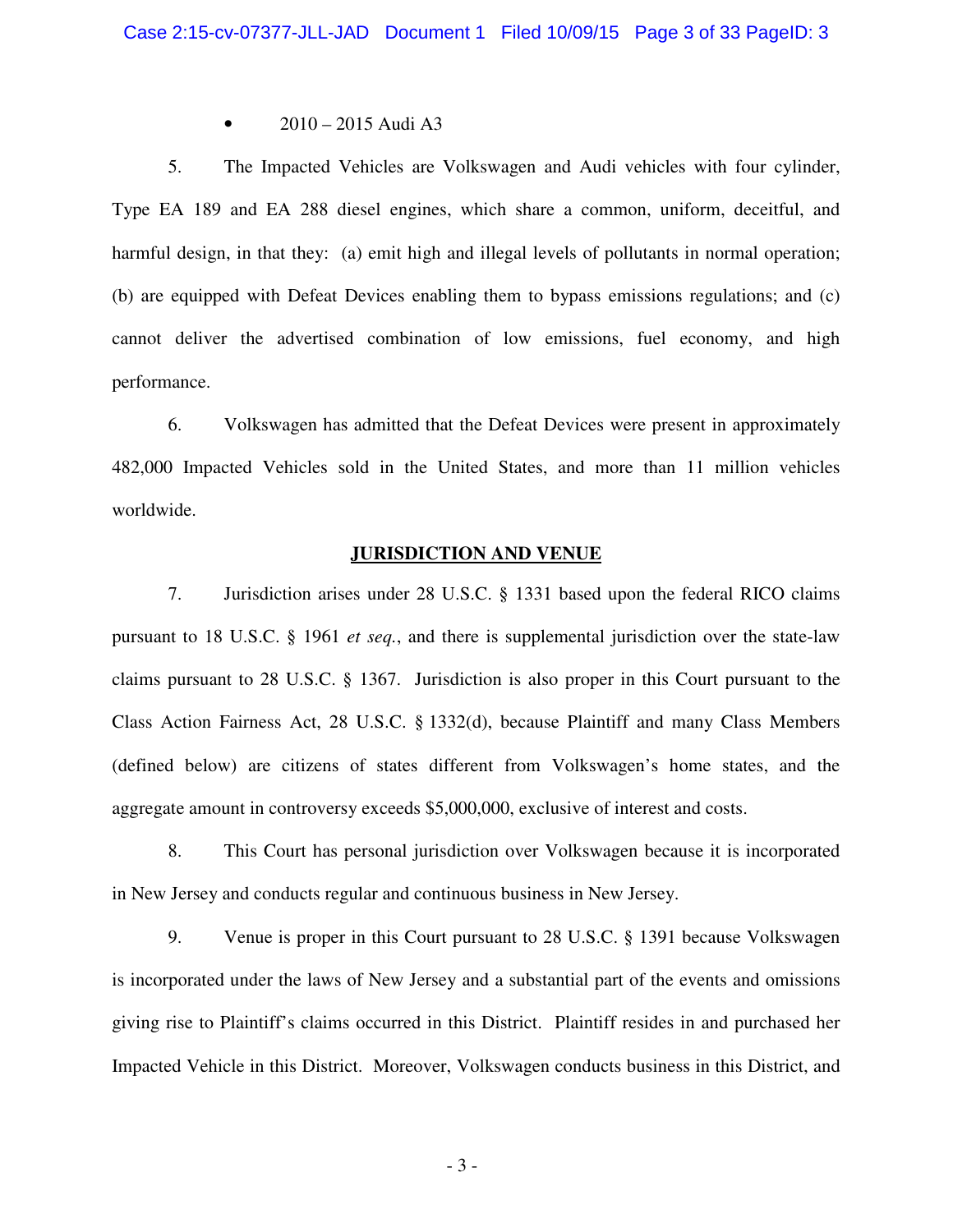- 2010 – 2015 Audi A3

5. The Impacted Vehicles are Volkswagen and Audi vehicles with four cylinder, Type EA 189 and EA 288 diesel engines, which share a common, uniform, deceitful, and harmful design, in that they: (a) emit high and illegal levels of pollutants in normal operation; (b) are equipped with Defeat Devices enabling them to bypass emissions regulations; and (c) cannot deliver the advertised combination of low emissions, fuel economy, and high performance.

6. Volkswagen has admitted that the Defeat Devices were present in approximately 482,000 Impacted Vehicles sold in the United States, and more than 11 million vehicles worldwide.

## JURISDICTION AND VENUE

7. Jurisdiction arises under 28 U.S.C. § 1331 based upon the federal RICO claims pursuant to 18 U.S.C. § 1961 *et seq.*, and there is supplemental jurisdiction over the state-law claims pursuant to 28 U.S.C. § 1367. Jurisdiction is also proper in this Court pursuant to the Class Action Fairness Act, 28 U.S.C. § 1332(d), because Plaintiff and many Class Members (defined below) are citizens of states different from Volkswagen's home states, and the aggregate amount in controversy exceeds $5,000,000, exclusive of interest and costs.

8. This Court has personal jurisdiction over Volkswagen because it is incorporated in New Jersey and conducts regular and continuous business in New Jersey.

9. Venue is proper in this Court pursuant to 28 U.S.C. § 1391 because Volkswagen is incorporated under the laws of New Jersey and a substantial part of the events and omissions giving rise to Plaintiff's claims occurred in this District. Plaintiff resides in and purchased her Impacted Vehicle in this District. Moreover, Volkswagen conducts business in this District, and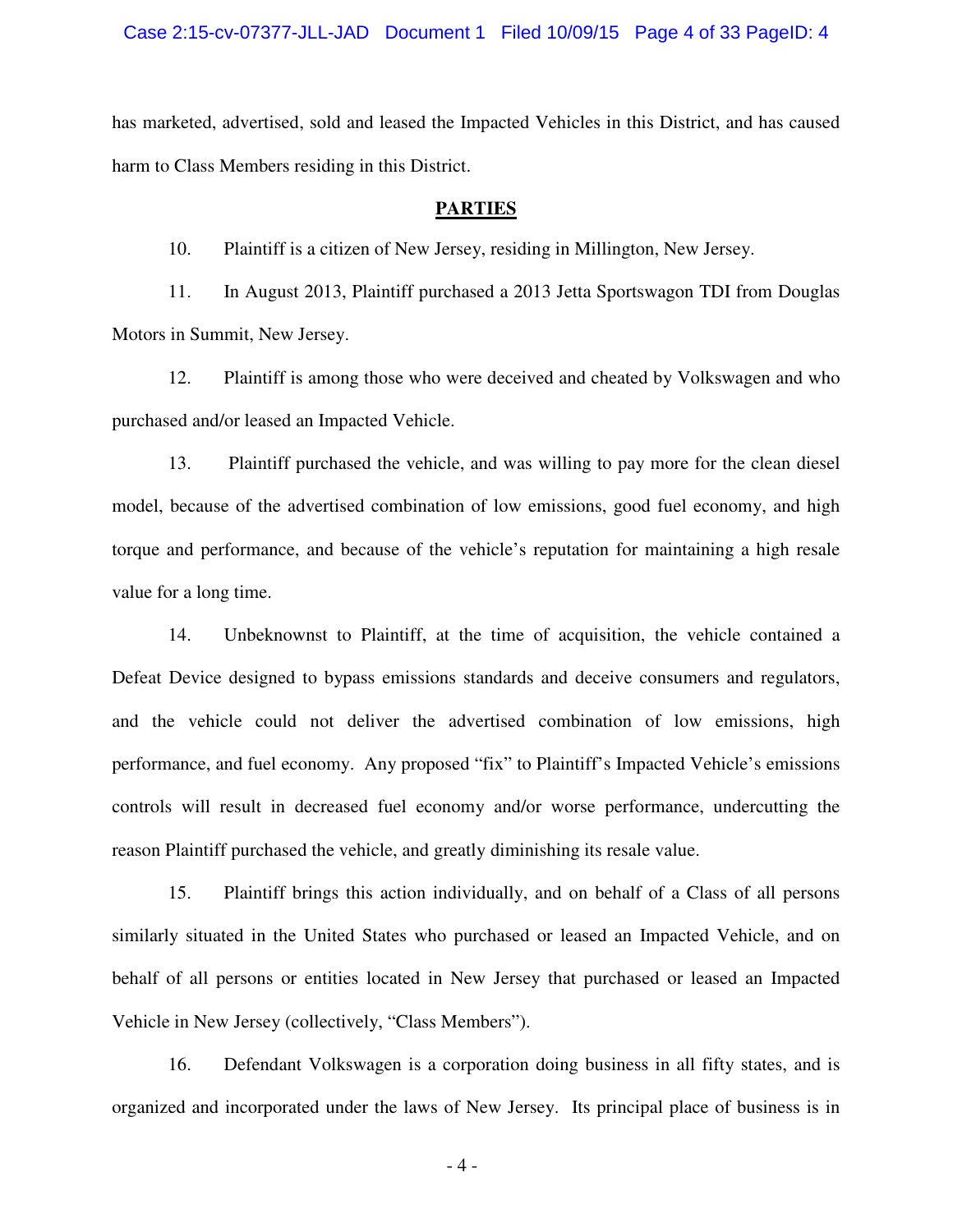has marketed, advertised, sold and leased the Impacted Vehicles in this District, and has caused harm to Class Members residing in this District.

## PARTIES

10. Plaintiff is a citizen of New Jersey, residing in Millington, New Jersey.

11. In August 2013, Plaintiff purchased a 2013 Jetta Sportswagon TDI from Douglas Motors in Summit, New Jersey.

12. Plaintiff is among those who were deceived and cheated by Volkswagen and who purchased and/or leased an Impacted Vehicle.

13. Plaintiff purchased the vehicle, and was willing to pay more for the clean diesel model, because of the advertised combination of low emissions, good fuel economy, and high torque and performance, and because of the vehicle's reputation for maintaining a high resale value for a long time.

14. Unbeknownst to Plaintiff, at the time of acquisition, the vehicle contained a Defeat Device designed to bypass emissions standards and deceive consumers and regulators, and the vehicle could not deliver the advertised combination of low emissions, high performance, and fuel economy. Any proposed "fix" to Plaintiff's Impacted Vehicle's emissions controls will result in decreased fuel economy and/or worse performance, undercutting the reason Plaintiff purchased the vehicle, and greatly diminishing its resale value.

15. Plaintiff brings this action individually, and on behalf of a Class of all persons similarly situated in the United States who purchased or leased an Impacted Vehicle, and on behalf of all persons or entities located in New Jersey that purchased or leased an Impacted Vehicle in New Jersey (collectively, "Class Members").

16. Defendant Volkswagen is a corporation doing business in all fifty states, and is organized and incorporated under the laws of New Jersey. Its principal place of business is in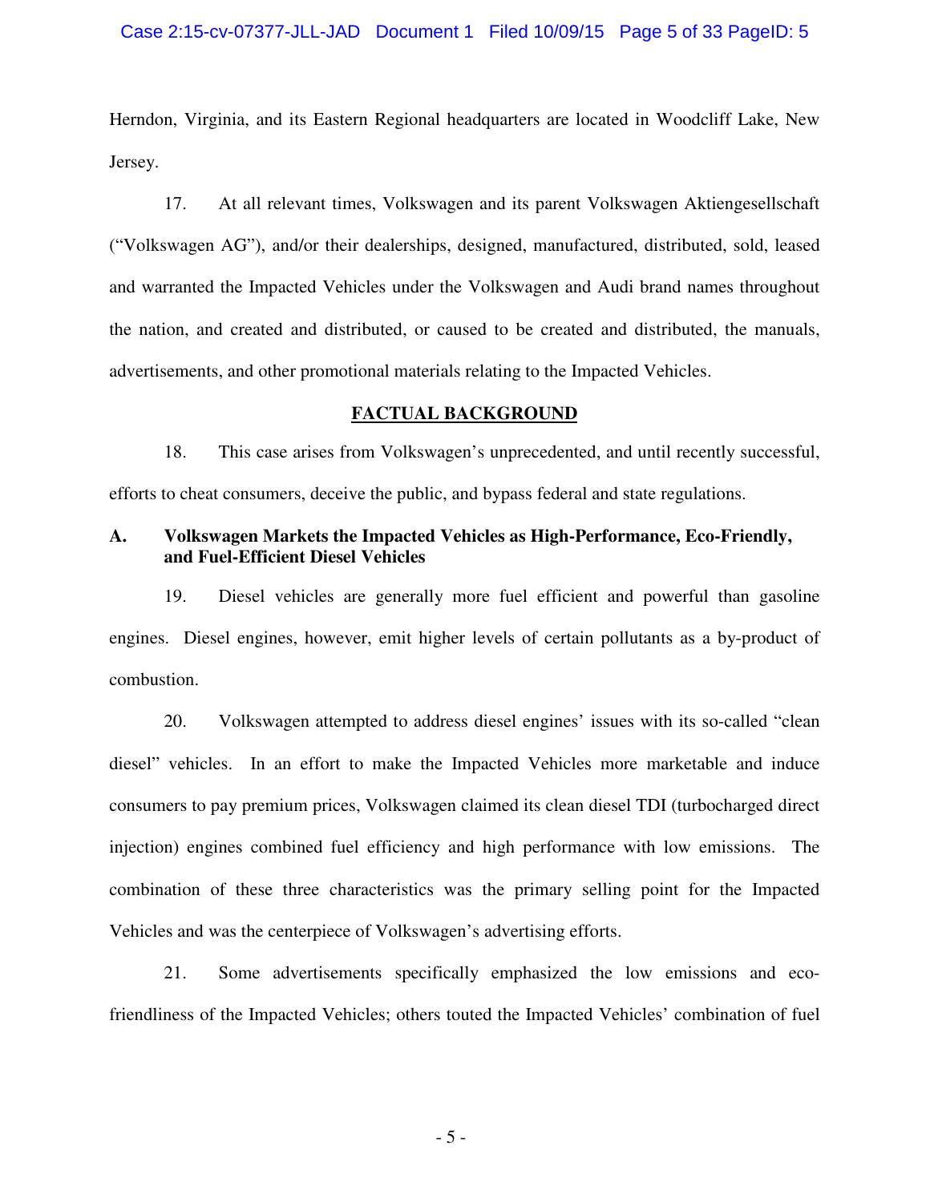Herndon, Virginia, and its Eastern Regional headquarters are located in Woodcliff Lake, New Jersey.

17. At all relevant times, Volkswagen and its parent Volkswagen Aktiengesellschaft ("Volkswagen AG"), and/or their dealerships, designed, manufactured, distributed, sold, leased and warranted the Impacted Vehicles under the Volkswagen and Audi brand names throughout the nation, and created and distributed, or caused to be created and distributed, the manuals, advertisements, and other promotional materials relating to the Impacted Vehicles.

## FACTUAL BACKGROUND

18. This case arises from Volkswagen's unprecedented, and until recently successful, efforts to cheat consumers, deceive the public, and bypass federal and state regulations.

### A. Volkswagen Markets the Impacted Vehicles as High-Performance, Eco-Friendly, and Fuel-Efficient Diesel Vehicles

19. Diesel vehicles are generally more fuel efficient and powerful than gasoline engines. Diesel engines, however, emit higher levels of certain pollutants as a by-product of combustion.

20. Volkswagen attempted to address diesel engines' issues with its so-called "clean diesel" vehicles. In an effort to make the Impacted Vehicles more marketable and induce consumers to pay premium prices, Volkswagen claimed its clean diesel TDI (turbocharged direct injection) engines combined fuel efficiency and high performance with low emissions. The combination of these three characteristics was the primary selling point for the Impacted Vehicles and was the centerpiece of Volkswagen's advertising efforts.

21. Some advertisements specifically emphasized the low emissions and eco-friendliness of the Impacted Vehicles; others touted the Impacted Vehicles' combination of fuel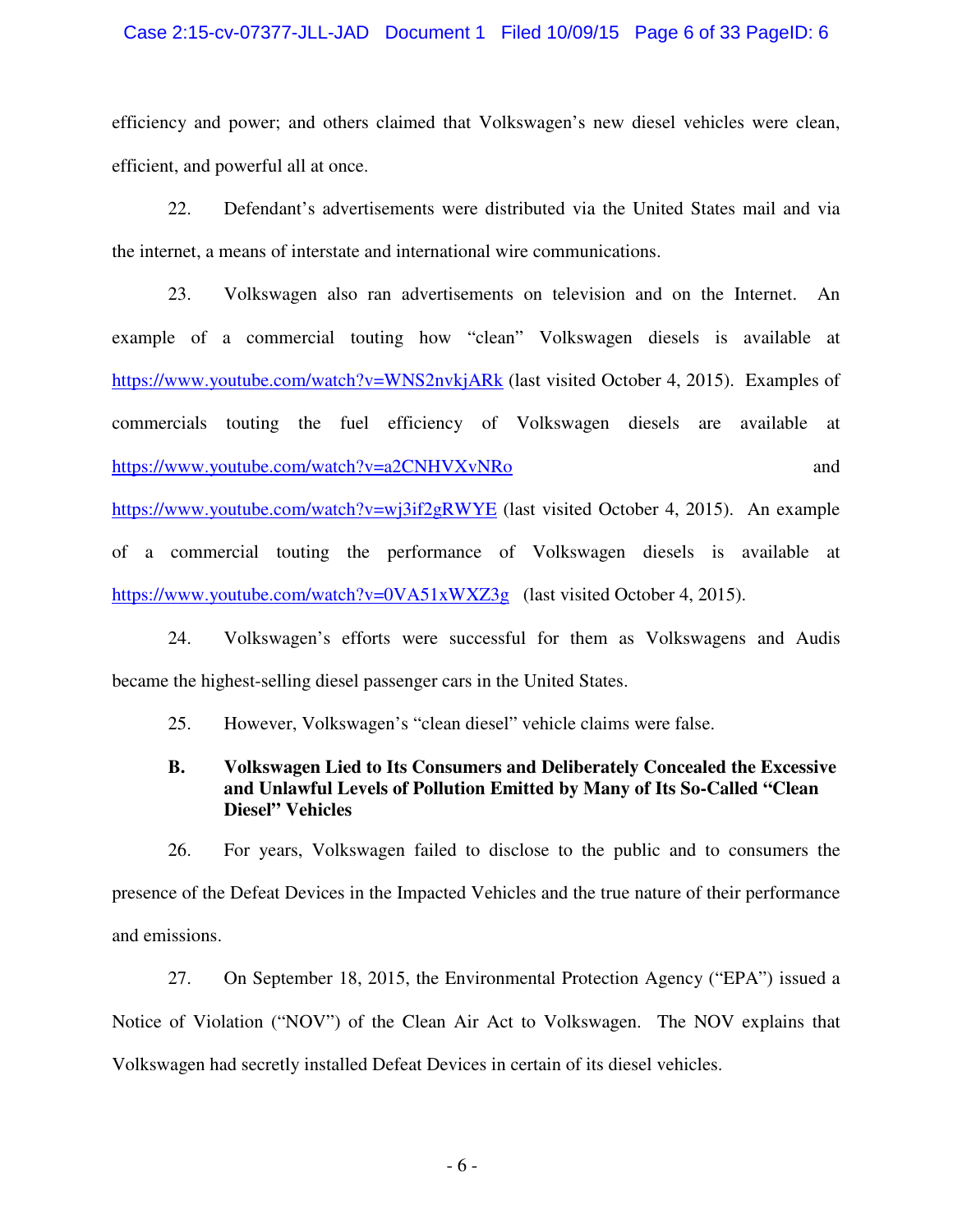efficiency and power; and others claimed that Volkswagen's new diesel vehicles were clean, efficient, and powerful all at once.

22. Defendant's advertisements were distributed via the United States mail and via the internet, a means of interstate and international wire communications.

23. Volkswagen also ran advertisements on television and on the Internet. An example of a commercial touting how "clean" Volkswagen diesels is available at https://www.youtube.com/watch?v=WNS2nvkjARk (last visited October 4, 2015). Examples of commercials touting the fuel efficiency of Volkswagen diesels are available at https://www.youtube.com/watch?v=a2CNHVXvNRo and https://www.youtube.com/watch?v=wj3if2gRWYE (last visited October 4, 2015). An example of a commercial touting the performance of Volkswagen diesels is available at https://www.youtube.com/watch?v=0VA51xWXZ3g (last visited October 4, 2015).

24. Volkswagen's efforts were successful for them as Volkswagens and Audis became the highest-selling diesel passenger cars in the United States.

25. However, Volkswagen's "clean diesel" vehicle claims were false.

### B. Volkswagen Lied to Its Consumers and Deliberately Concealed the Excessive and Unlawful Levels of Pollution Emitted by Many of Its So-Called "Clean Diesel" Vehicles

26. For years, Volkswagen failed to disclose to the public and to consumers the presence of the Defeat Devices in the Impacted Vehicles and the true nature of their performance and emissions.

27. On September 18, 2015, the Environmental Protection Agency ("EPA") issued a Notice of Violation ("NOV") of the Clean Air Act to Volkswagen. The NOV explains that Volkswagen had secretly installed Defeat Devices in certain of its diesel vehicles.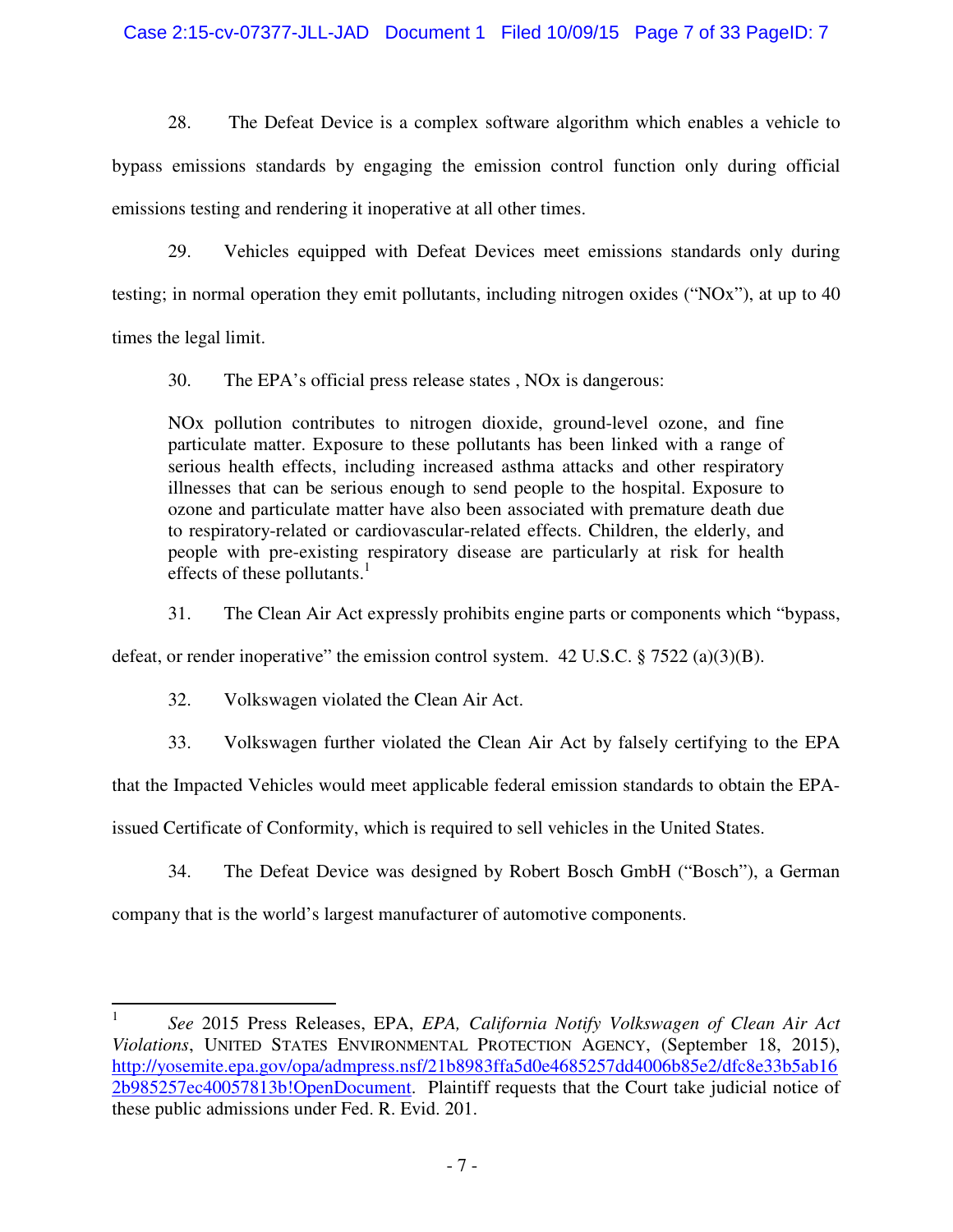28. The Defeat Device is a complex software algorithm which enables a vehicle to bypass emissions standards by engaging the emission control function only during official emissions testing and rendering it inoperative at all other times.

29. Vehicles equipped with Defeat Devices meet emissions standards only during testing; in normal operation they emit pollutants, including nitrogen oxides ("NOx"), at up to 40 times the legal limit.

30. The EPA's official press release states , NOx is dangerous:

> NOx pollution contributes to nitrogen dioxide, ground-level ozone, and fine particulate matter. Exposure to these pollutants has been linked with a range of serious health effects, including increased asthma attacks and other respiratory illnesses that can be serious enough to send people to the hospital. Exposure to ozone and particulate matter have also been associated with premature death due to respiratory-related or cardiovascular-related effects. Children, the elderly, and people with pre-existing respiratory disease are particularly at risk for health effects of these pollutants.[1]

31. The Clean Air Act expressly prohibits engine parts or components which "bypass, defeat, or render inoperative" the emission control system. 42 U.S.C. § 7522 (a)(3)(B).

32. Volkswagen violated the Clean Air Act.

33. Volkswagen further violated the Clean Air Act by falsely certifying to the EPA that the Impacted Vehicles would meet applicable federal emission standards to obtain the EPA-issued Certificate of Conformity, which is required to sell vehicles in the United States.

34. The Defeat Device was designed by Robert Bosch GmbH ("Bosch"), a German company that is the world's largest manufacturer of automotive components.

---

[1] *See* 2015 Press Releases, EPA, *EPA, California Notify Volkswagen of Clean Air Act Violations*, UNITED STATES ENVIRONMENTAL PROTECTION AGENCY, (September 18, 2015), http://yosemite.epa.gov/opa/admpress.nsf/21b8983ffa5d0e4685257dd4006b85e2/dfc8e33b5ab162b985257ec40057813b!OpenDocument. Plaintiff requests that the Court take judicial notice of these public admissions under Fed. R. Evid. 201.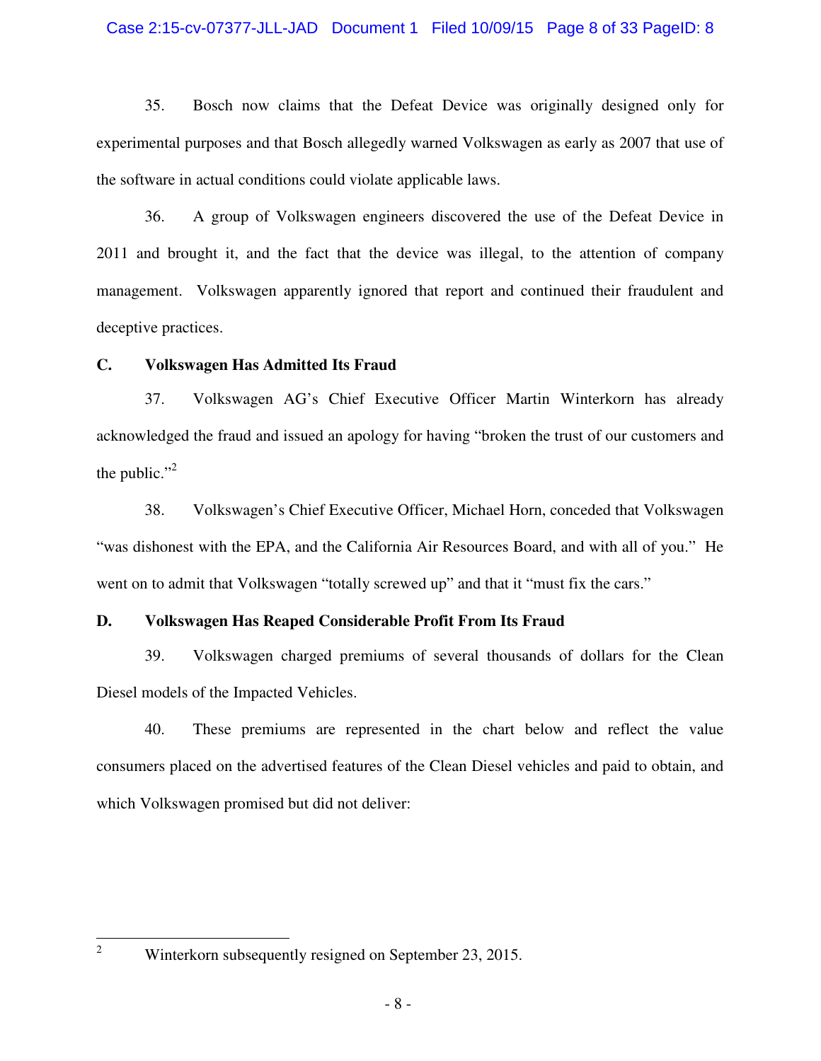35. Bosch now claims that the Defeat Device was originally designed only for experimental purposes and that Bosch allegedly warned Volkswagen as early as 2007 that use of the software in actual conditions could violate applicable laws.

36. A group of Volkswagen engineers discovered the use of the Defeat Device in 2011 and brought it, and the fact that the device was illegal, to the attention of company management. Volkswagen apparently ignored that report and continued their fraudulent and deceptive practices.

**C. Volkswagen Has Admitted Its Fraud**

37. Volkswagen AG's Chief Executive Officer Martin Winterkorn has already acknowledged the fraud and issued an apology for having "broken the trust of our customers and the public."[2]

38. Volkswagen's Chief Executive Officer, Michael Horn, conceded that Volkswagen "was dishonest with the EPA, and the California Air Resources Board, and with all of you." He went on to admit that Volkswagen "totally screwed up" and that it "must fix the cars."

**D. Volkswagen Has Reaped Considerable Profit From Its Fraud**

39. Volkswagen charged premiums of several thousands of dollars for the Clean Diesel models of the Impacted Vehicles.

40. These premiums are represented in the chart below and reflect the value consumers placed on the advertised features of the Clean Diesel vehicles and paid to obtain, and which Volkswagen promised but did not deliver:

---

[2] Winterkorn subsequently resigned on September 23, 2015.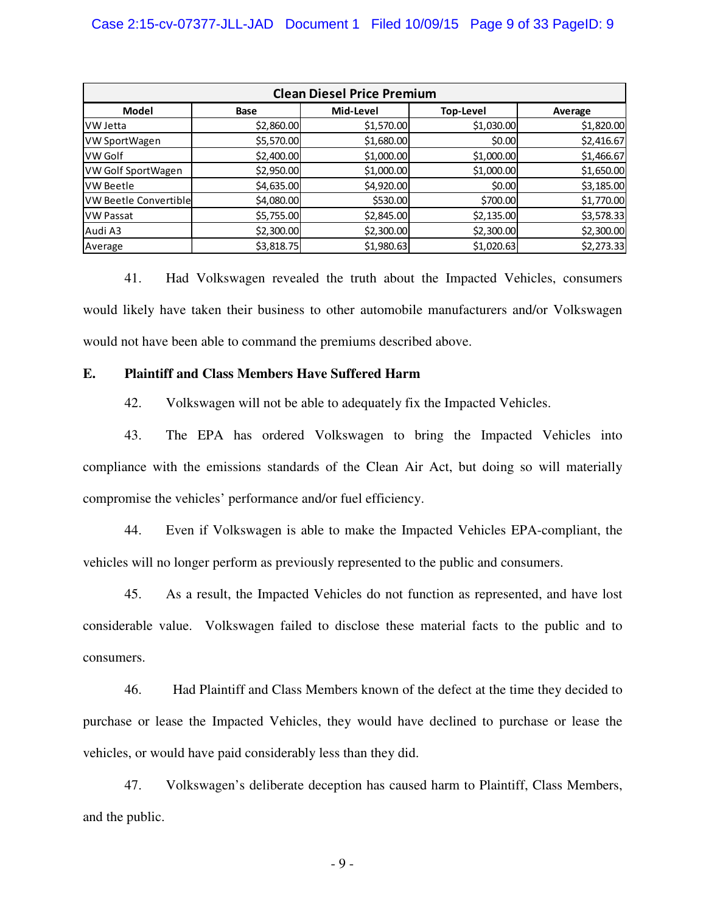| Clean Diesel Price Premium | | | | |
|---|---|---|---|---|
| Model | Base | Mid-Level | Top-Level | Average |
| VW Jetta | $2,860.00 | $1,570.00 | $1,030.00 | $1,820.00 |
| VW SportWagen | $5,570.00 | $1,680.00 | $0.00 | $2,416.67 |
| VW Golf | $2,400.00 | $1,000.00 | $1,000.00 | $1,466.67 |
| VW Golf SportWagen | $2,950.00 | $1,000.00 | $1,000.00 | $1,650.00 |
| VW Beetle | $4,635.00 | $4,920.00 | $0.00 | $3,185.00 |
| VW Beetle Convertible | $4,080.00 | $530.00 | $700.00 | $1,770.00 |
| VW Passat | $5,755.00 | $2,845.00 | $2,135.00 | $3,578.33 |
| Audi A3 | $2,300.00 | $2,300.00 | $2,300.00 | $2,300.00 |
| Average | $3,818.75 | $1,980.63 | $1,020.63 | $2,273.33 |

41. Had Volkswagen revealed the truth about the Impacted Vehicles, consumers would likely have taken their business to other automobile manufacturers and/or Volkswagen would not have been able to command the premiums described above.

**E. Plaintiff and Class Members Have Suffered Harm**

42. Volkswagen will not be able to adequately fix the Impacted Vehicles.

43. The EPA has ordered Volkswagen to bring the Impacted Vehicles into compliance with the emissions standards of the Clean Air Act, but doing so will materially compromise the vehicles' performance and/or fuel efficiency.

44. Even if Volkswagen is able to make the Impacted Vehicles EPA-compliant, the vehicles will no longer perform as previously represented to the public and consumers.

45. As a result, the Impacted Vehicles do not function as represented, and have lost considerable value. Volkswagen failed to disclose these material facts to the public and to consumers.

46. Had Plaintiff and Class Members known of the defect at the time they decided to purchase or lease the Impacted Vehicles, they would have declined to purchase or lease the vehicles, or would have paid considerably less than they did.

47. Volkswagen's deliberate deception has caused harm to Plaintiff, Class Members, and the public.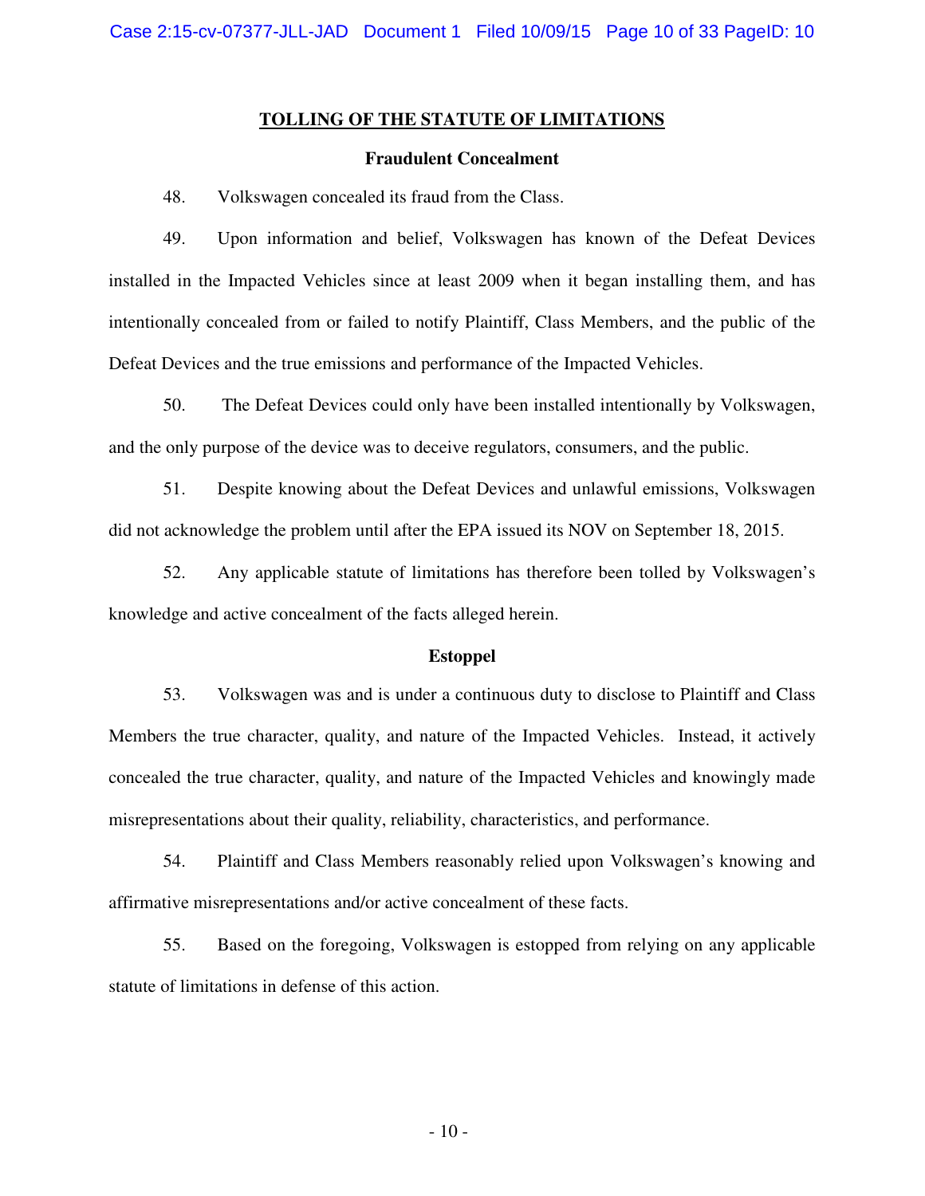## TOLLING OF THE STATUTE OF LIMITATIONS

### Fraudulent Concealment

48. Volkswagen concealed its fraud from the Class.

49. Upon information and belief, Volkswagen has known of the Defeat Devices installed in the Impacted Vehicles since at least 2009 when it began installing them, and has intentionally concealed from or failed to notify Plaintiff, Class Members, and the public of the Defeat Devices and the true emissions and performance of the Impacted Vehicles.

50. The Defeat Devices could only have been installed intentionally by Volkswagen, and the only purpose of the device was to deceive regulators, consumers, and the public.

51. Despite knowing about the Defeat Devices and unlawful emissions, Volkswagen did not acknowledge the problem until after the EPA issued its NOV on September 18, 2015.

52. Any applicable statute of limitations has therefore been tolled by Volkswagen's knowledge and active concealment of the facts alleged herein.

### Estoppel

53. Volkswagen was and is under a continuous duty to disclose to Plaintiff and Class Members the true character, quality, and nature of the Impacted Vehicles. Instead, it actively concealed the true character, quality, and nature of the Impacted Vehicles and knowingly made misrepresentations about their quality, reliability, characteristics, and performance.

54. Plaintiff and Class Members reasonably relied upon Volkswagen's knowing and affirmative misrepresentations and/or active concealment of these facts.

55. Based on the foregoing, Volkswagen is estopped from relying on any applicable statute of limitations in defense of this action.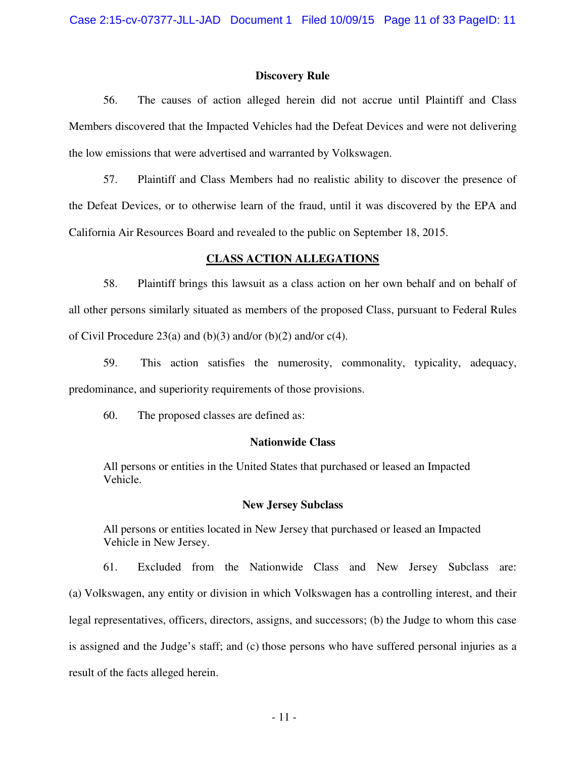### Discovery Rule

56. The causes of action alleged herein did not accrue until Plaintiff and Class Members discovered that the Impacted Vehicles had the Defeat Devices and were not delivering the low emissions that were advertised and warranted by Volkswagen.

57. Plaintiff and Class Members had no realistic ability to discover the presence of the Defeat Devices, or to otherwise learn of the fraud, until it was discovered by the EPA and California Air Resources Board and revealed to the public on September 18, 2015.

## CLASS ACTION ALLEGATIONS

58. Plaintiff brings this lawsuit as a class action on her own behalf and on behalf of all other persons similarly situated as members of the proposed Class, pursuant to Federal Rules of Civil Procedure 23(a) and (b)(3) and/or (b)(2) and/or c(4).

59. This action satisfies the numerosity, commonality, typicality, adequacy, predominance, and superiority requirements of those provisions.

60. The proposed classes are defined as:

**Nationwide Class**

> All persons or entities in the United States that purchased or leased an Impacted Vehicle.

**New Jersey Subclass**

> All persons or entities located in New Jersey that purchased or leased an Impacted Vehicle in New Jersey.

61. Excluded from the Nationwide Class and New Jersey Subclass are: (a) Volkswagen, any entity or division in which Volkswagen has a controlling interest, and their legal representatives, officers, directors, assigns, and successors; (b) the Judge to whom this case is assigned and the Judge's staff; and (c) those persons who have suffered personal injuries as a result of the facts alleged herein.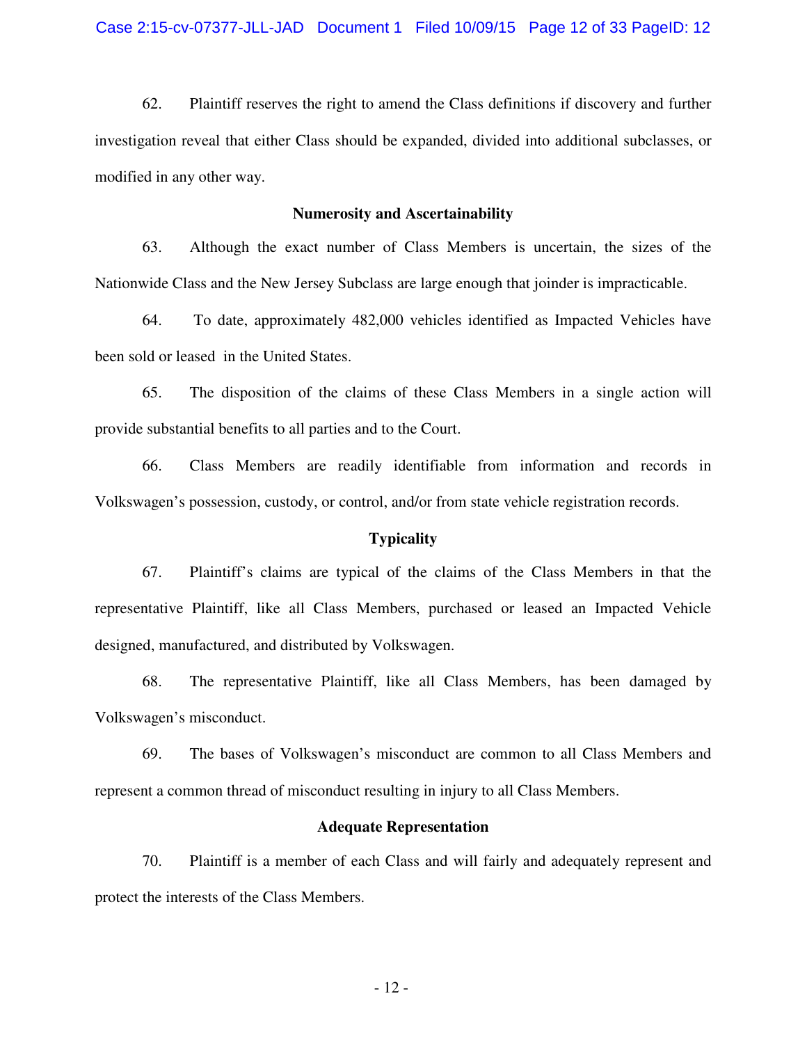62. Plaintiff reserves the right to amend the Class definitions if discovery and further investigation reveal that either Class should be expanded, divided into additional subclasses, or modified in any other way.

### Numerosity and Ascertainability

63. Although the exact number of Class Members is uncertain, the sizes of the Nationwide Class and the New Jersey Subclass are large enough that joinder is impracticable.

64. To date, approximately 482,000 vehicles identified as Impacted Vehicles have been sold or leased in the United States.

65. The disposition of the claims of these Class Members in a single action will provide substantial benefits to all parties and to the Court.

66. Class Members are readily identifiable from information and records in Volkswagen's possession, custody, or control, and/or from state vehicle registration records.

### Typicality

67. Plaintiff's claims are typical of the claims of the Class Members in that the representative Plaintiff, like all Class Members, purchased or leased an Impacted Vehicle designed, manufactured, and distributed by Volkswagen.

68. The representative Plaintiff, like all Class Members, has been damaged by Volkswagen's misconduct.

69. The bases of Volkswagen's misconduct are common to all Class Members and represent a common thread of misconduct resulting in injury to all Class Members.

### Adequate Representation

70. Plaintiff is a member of each Class and will fairly and adequately represent and protect the interests of the Class Members.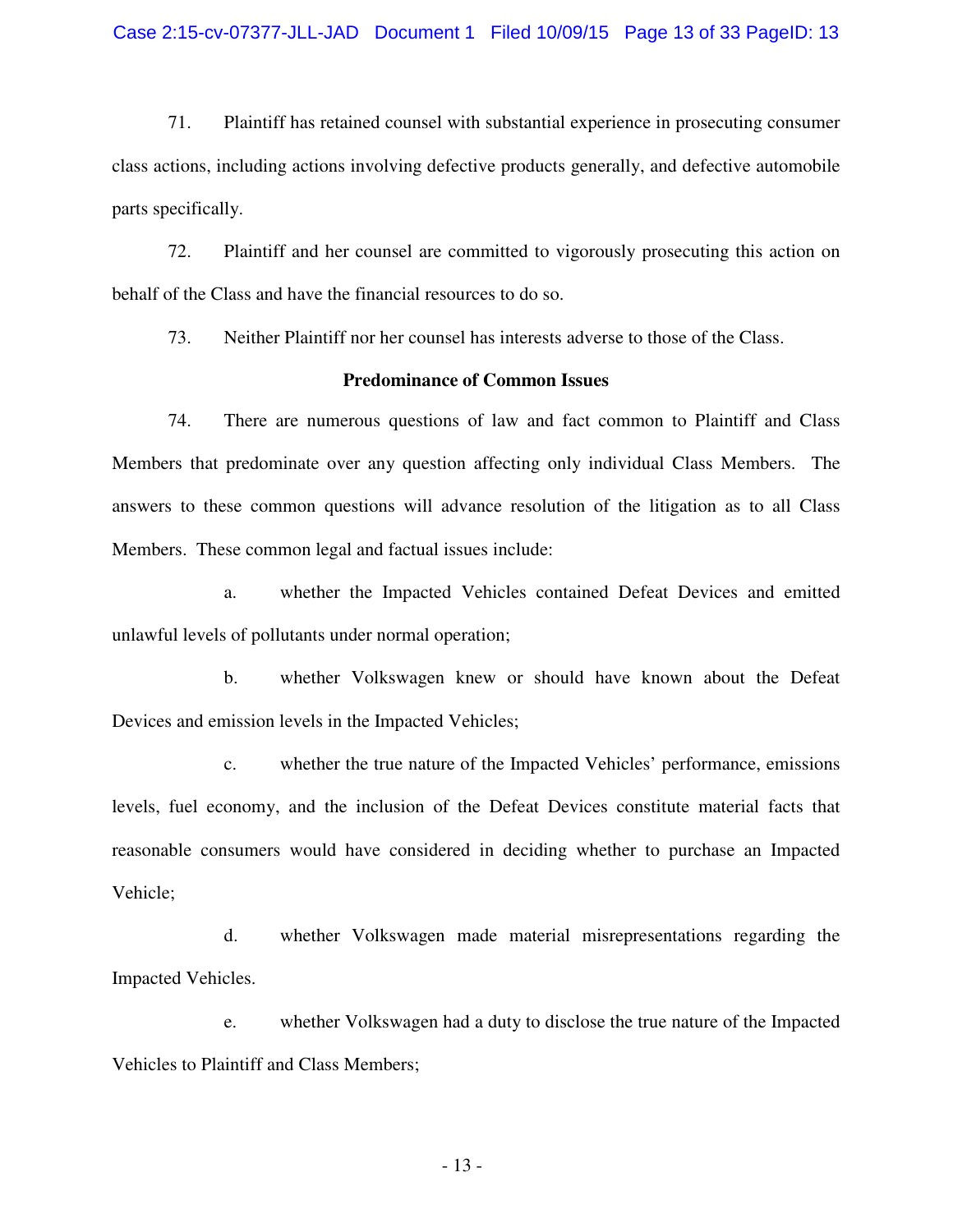71. Plaintiff has retained counsel with substantial experience in prosecuting consumer class actions, including actions involving defective products generally, and defective automobile parts specifically.

72. Plaintiff and her counsel are committed to vigorously prosecuting this action on behalf of the Class and have the financial resources to do so.

73. Neither Plaintiff nor her counsel has interests adverse to those of the Class.

**Predominance of Common Issues**

74. There are numerous questions of law and fact common to Plaintiff and Class Members that predominate over any question affecting only individual Class Members. The answers to these common questions will advance resolution of the litigation as to all Class Members. These common legal and factual issues include:

a. whether the Impacted Vehicles contained Defeat Devices and emitted unlawful levels of pollutants under normal operation;

b. whether Volkswagen knew or should have known about the Defeat Devices and emission levels in the Impacted Vehicles;

c. whether the true nature of the Impacted Vehicles' performance, emissions levels, fuel economy, and the inclusion of the Defeat Devices constitute material facts that reasonable consumers would have considered in deciding whether to purchase an Impacted Vehicle;

d. whether Volkswagen made material misrepresentations regarding the Impacted Vehicles.

e. whether Volkswagen had a duty to disclose the true nature of the Impacted Vehicles to Plaintiff and Class Members;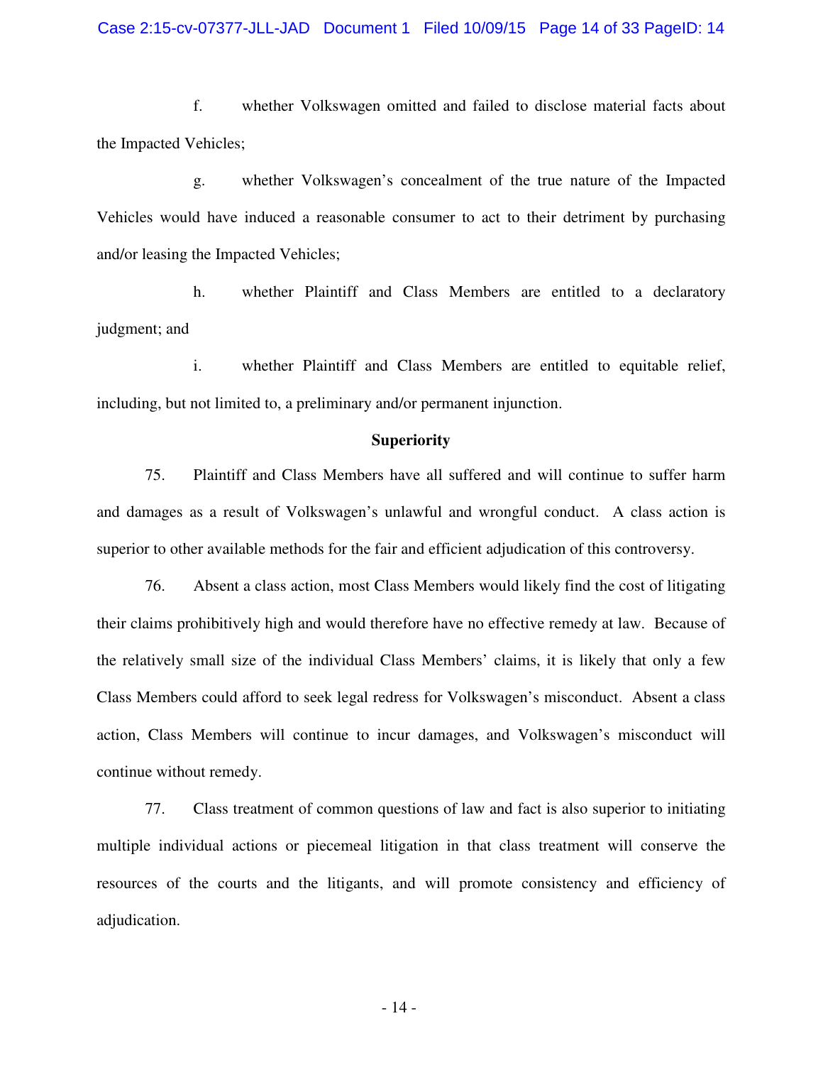f. whether Volkswagen omitted and failed to disclose material facts about the Impacted Vehicles;

g. whether Volkswagen's concealment of the true nature of the Impacted Vehicles would have induced a reasonable consumer to act to their detriment by purchasing and/or leasing the Impacted Vehicles;

h. whether Plaintiff and Class Members are entitled to a declaratory judgment; and

i. whether Plaintiff and Class Members are entitled to equitable relief, including, but not limited to, a preliminary and/or permanent injunction.

**Superiority**

75. Plaintiff and Class Members have all suffered and will continue to suffer harm and damages as a result of Volkswagen's unlawful and wrongful conduct. A class action is superior to other available methods for the fair and efficient adjudication of this controversy.

76. Absent a class action, most Class Members would likely find the cost of litigating their claims prohibitively high and would therefore have no effective remedy at law. Because of the relatively small size of the individual Class Members' claims, it is likely that only a few Class Members could afford to seek legal redress for Volkswagen's misconduct. Absent a class action, Class Members will continue to incur damages, and Volkswagen's misconduct will continue without remedy.

77. Class treatment of common questions of law and fact is also superior to initiating multiple individual actions or piecemeal litigation in that class treatment will conserve the resources of the courts and the litigants, and will promote consistency and efficiency of adjudication.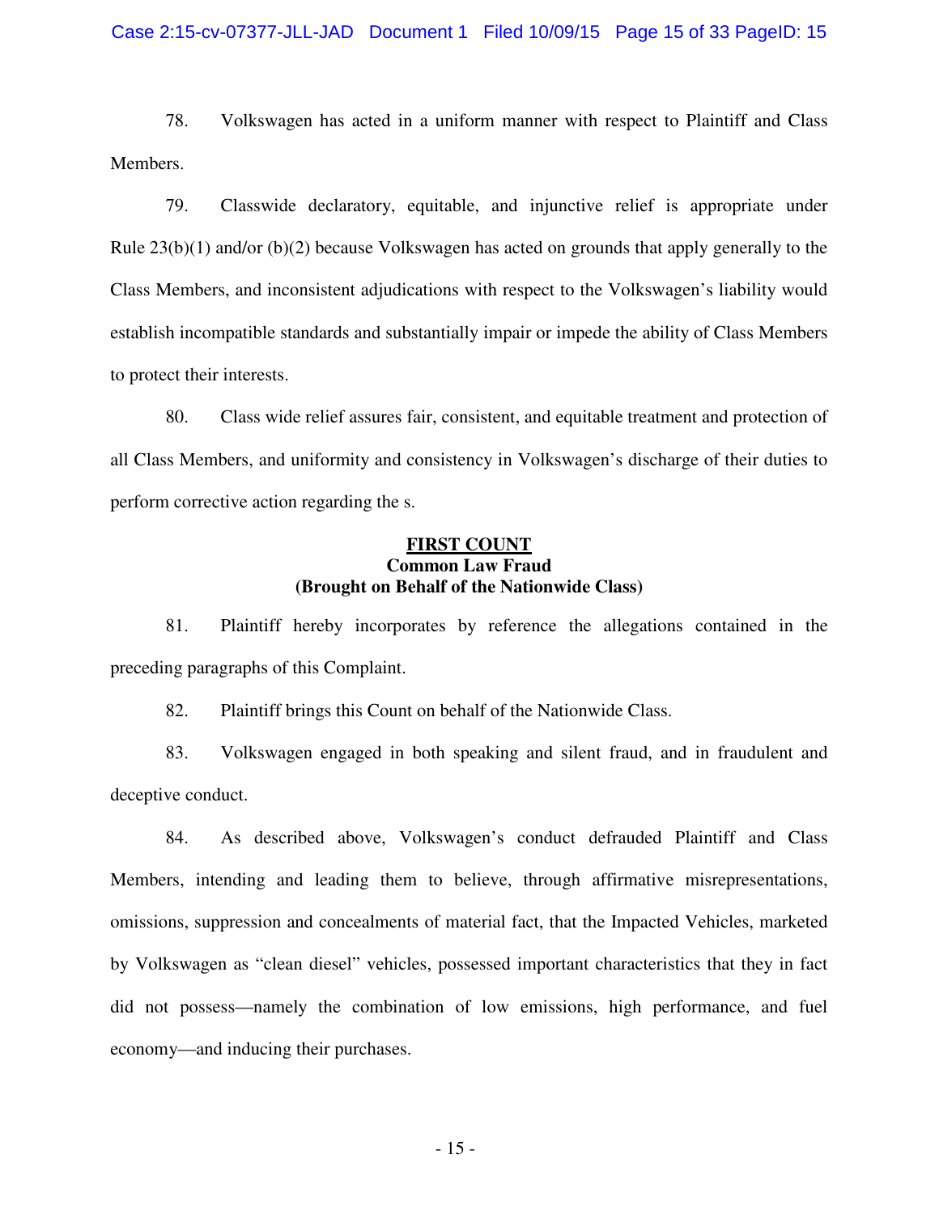78. Volkswagen has acted in a uniform manner with respect to Plaintiff and Class Members.

79. Classwide declaratory, equitable, and injunctive relief is appropriate under Rule 23(b)(1) and/or (b)(2) because Volkswagen has acted on grounds that apply generally to the Class Members, and inconsistent adjudications with respect to the Volkswagen's liability would establish incompatible standards and substantially impair or impede the ability of Class Members to protect their interests.

80. Class wide relief assures fair, consistent, and equitable treatment and protection of all Class Members, and uniformity and consistency in Volkswagen's discharge of their duties to perform corrective action regarding the s.

**FIRST COUNT**
**Common Law Fraud**
**(Brought on Behalf of the Nationwide Class)**

81. Plaintiff hereby incorporates by reference the allegations contained in the preceding paragraphs of this Complaint.

82. Plaintiff brings this Count on behalf of the Nationwide Class.

83. Volkswagen engaged in both speaking and silent fraud, and in fraudulent and deceptive conduct.

84. As described above, Volkswagen's conduct defrauded Plaintiff and Class Members, intending and leading them to believe, through affirmative misrepresentations, omissions, suppression and concealments of material fact, that the Impacted Vehicles, marketed by Volkswagen as "clean diesel" vehicles, possessed important characteristics that they in fact did not possess—namely the combination of low emissions, high performance, and fuel economy—and inducing their purchases.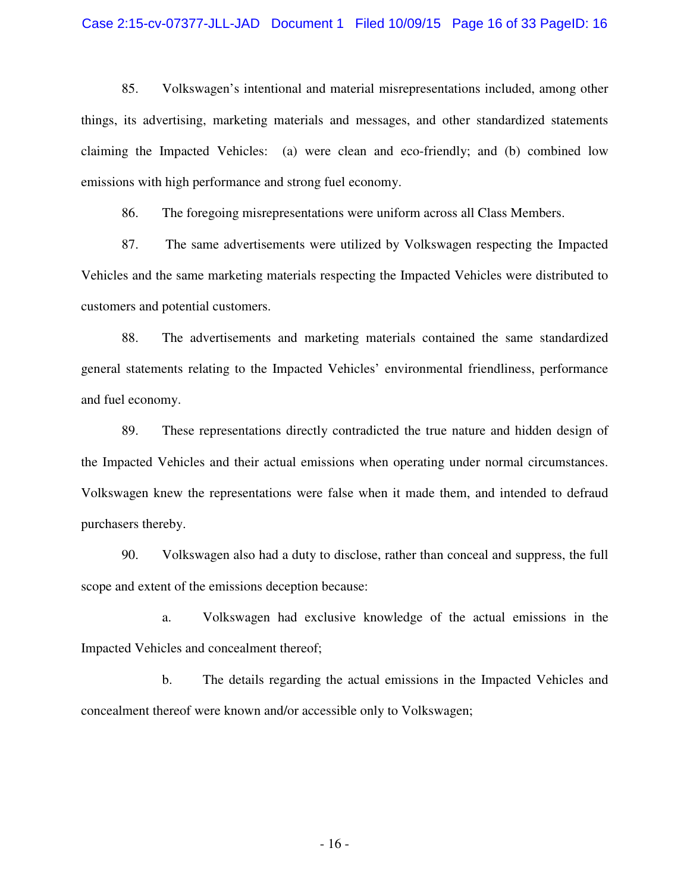85. Volkswagen's intentional and material misrepresentations included, among other things, its advertising, marketing materials and messages, and other standardized statements claiming the Impacted Vehicles: (a) were clean and eco-friendly; and (b) combined low emissions with high performance and strong fuel economy.

86. The foregoing misrepresentations were uniform across all Class Members.

87. The same advertisements were utilized by Volkswagen respecting the Impacted Vehicles and the same marketing materials respecting the Impacted Vehicles were distributed to customers and potential customers.

88. The advertisements and marketing materials contained the same standardized general statements relating to the Impacted Vehicles' environmental friendliness, performance and fuel economy.

89. These representations directly contradicted the true nature and hidden design of the Impacted Vehicles and their actual emissions when operating under normal circumstances. Volkswagen knew the representations were false when it made them, and intended to defraud purchasers thereby.

90. Volkswagen also had a duty to disclose, rather than conceal and suppress, the full scope and extent of the emissions deception because:

a. Volkswagen had exclusive knowledge of the actual emissions in the Impacted Vehicles and concealment thereof;

b. The details regarding the actual emissions in the Impacted Vehicles and concealment thereof were known and/or accessible only to Volkswagen;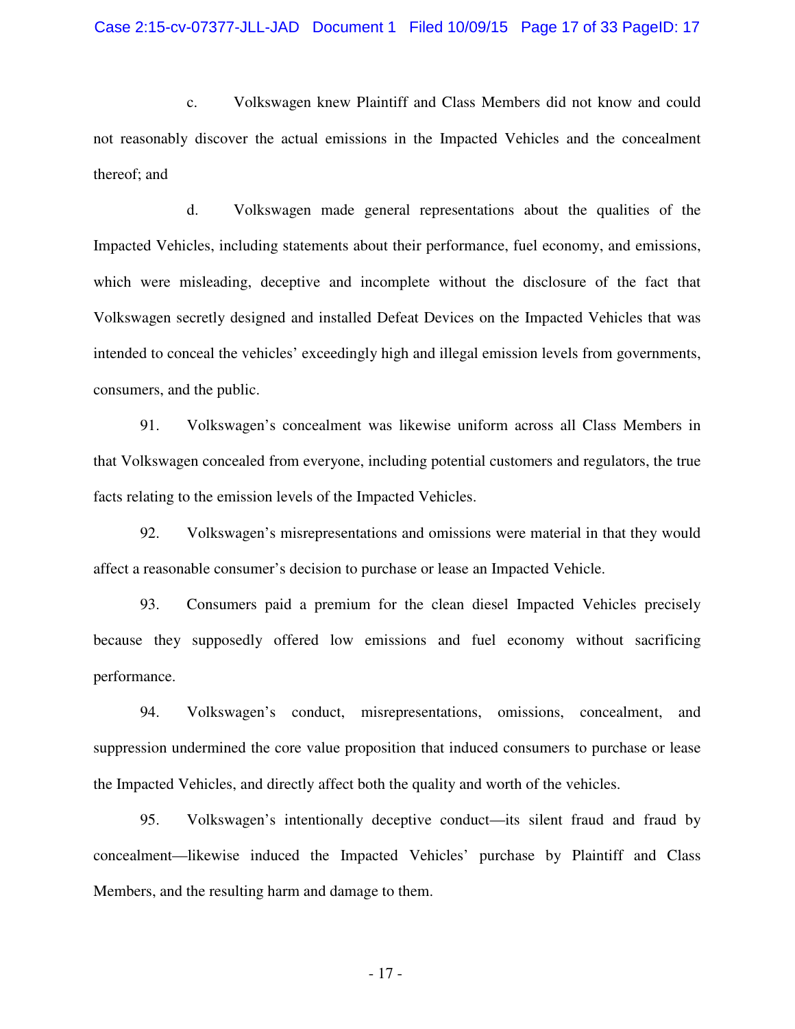c. Volkswagen knew Plaintiff and Class Members did not know and could not reasonably discover the actual emissions in the Impacted Vehicles and the concealment thereof; and

d. Volkswagen made general representations about the qualities of the Impacted Vehicles, including statements about their performance, fuel economy, and emissions, which were misleading, deceptive and incomplete without the disclosure of the fact that Volkswagen secretly designed and installed Defeat Devices on the Impacted Vehicles that was intended to conceal the vehicles' exceedingly high and illegal emission levels from governments, consumers, and the public.

91. Volkswagen's concealment was likewise uniform across all Class Members in that Volkswagen concealed from everyone, including potential customers and regulators, the true facts relating to the emission levels of the Impacted Vehicles.

92. Volkswagen's misrepresentations and omissions were material in that they would affect a reasonable consumer's decision to purchase or lease an Impacted Vehicle.

93. Consumers paid a premium for the clean diesel Impacted Vehicles precisely because they supposedly offered low emissions and fuel economy without sacrificing performance.

94. Volkswagen's conduct, misrepresentations, omissions, concealment, and suppression undermined the core value proposition that induced consumers to purchase or lease the Impacted Vehicles, and directly affect both the quality and worth of the vehicles.

95. Volkswagen's intentionally deceptive conduct—its silent fraud and fraud by concealment—likewise induced the Impacted Vehicles' purchase by Plaintiff and Class Members, and the resulting harm and damage to them.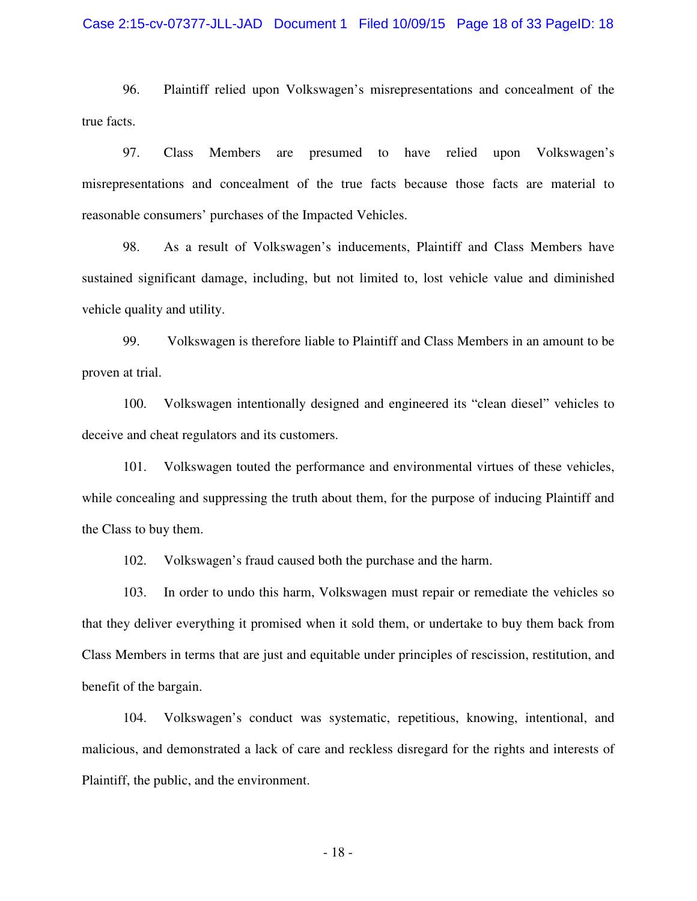96. Plaintiff relied upon Volkswagen's misrepresentations and concealment of the true facts.

97. Class Members are presumed to have relied upon Volkswagen's misrepresentations and concealment of the true facts because those facts are material to reasonable consumers' purchases of the Impacted Vehicles.

98. As a result of Volkswagen's inducements, Plaintiff and Class Members have sustained significant damage, including, but not limited to, lost vehicle value and diminished vehicle quality and utility.

99. Volkswagen is therefore liable to Plaintiff and Class Members in an amount to be proven at trial.

100. Volkswagen intentionally designed and engineered its "clean diesel" vehicles to deceive and cheat regulators and its customers.

101. Volkswagen touted the performance and environmental virtues of these vehicles, while concealing and suppressing the truth about them, for the purpose of inducing Plaintiff and the Class to buy them.

102. Volkswagen's fraud caused both the purchase and the harm.

103. In order to undo this harm, Volkswagen must repair or remediate the vehicles so that they deliver everything it promised when it sold them, or undertake to buy them back from Class Members in terms that are just and equitable under principles of rescission, restitution, and benefit of the bargain.

104. Volkswagen's conduct was systematic, repetitious, knowing, intentional, and malicious, and demonstrated a lack of care and reckless disregard for the rights and interests of Plaintiff, the public, and the environment.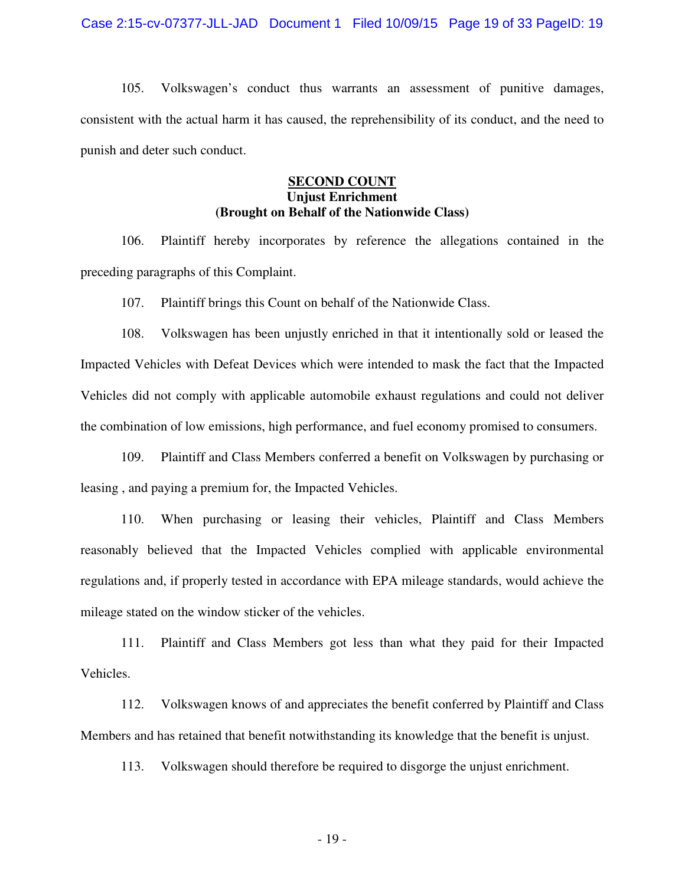105. Volkswagen's conduct thus warrants an assessment of punitive damages, consistent with the actual harm it has caused, the reprehensibility of its conduct, and the need to punish and deter such conduct.

## SECOND COUNT
**Unjust Enrichment**
**(Brought on Behalf of the Nationwide Class)**

106. Plaintiff hereby incorporates by reference the allegations contained in the preceding paragraphs of this Complaint.

107. Plaintiff brings this Count on behalf of the Nationwide Class.

108. Volkswagen has been unjustly enriched in that it intentionally sold or leased the Impacted Vehicles with Defeat Devices which were intended to mask the fact that the Impacted Vehicles did not comply with applicable automobile exhaust regulations and could not deliver the combination of low emissions, high performance, and fuel economy promised to consumers.

109. Plaintiff and Class Members conferred a benefit on Volkswagen by purchasing or leasing , and paying a premium for, the Impacted Vehicles.

110. When purchasing or leasing their vehicles, Plaintiff and Class Members reasonably believed that the Impacted Vehicles complied with applicable environmental regulations and, if properly tested in accordance with EPA mileage standards, would achieve the mileage stated on the window sticker of the vehicles.

111. Plaintiff and Class Members got less than what they paid for their Impacted Vehicles.

112. Volkswagen knows of and appreciates the benefit conferred by Plaintiff and Class Members and has retained that benefit notwithstanding its knowledge that the benefit is unjust.

113. Volkswagen should therefore be required to disgorge the unjust enrichment.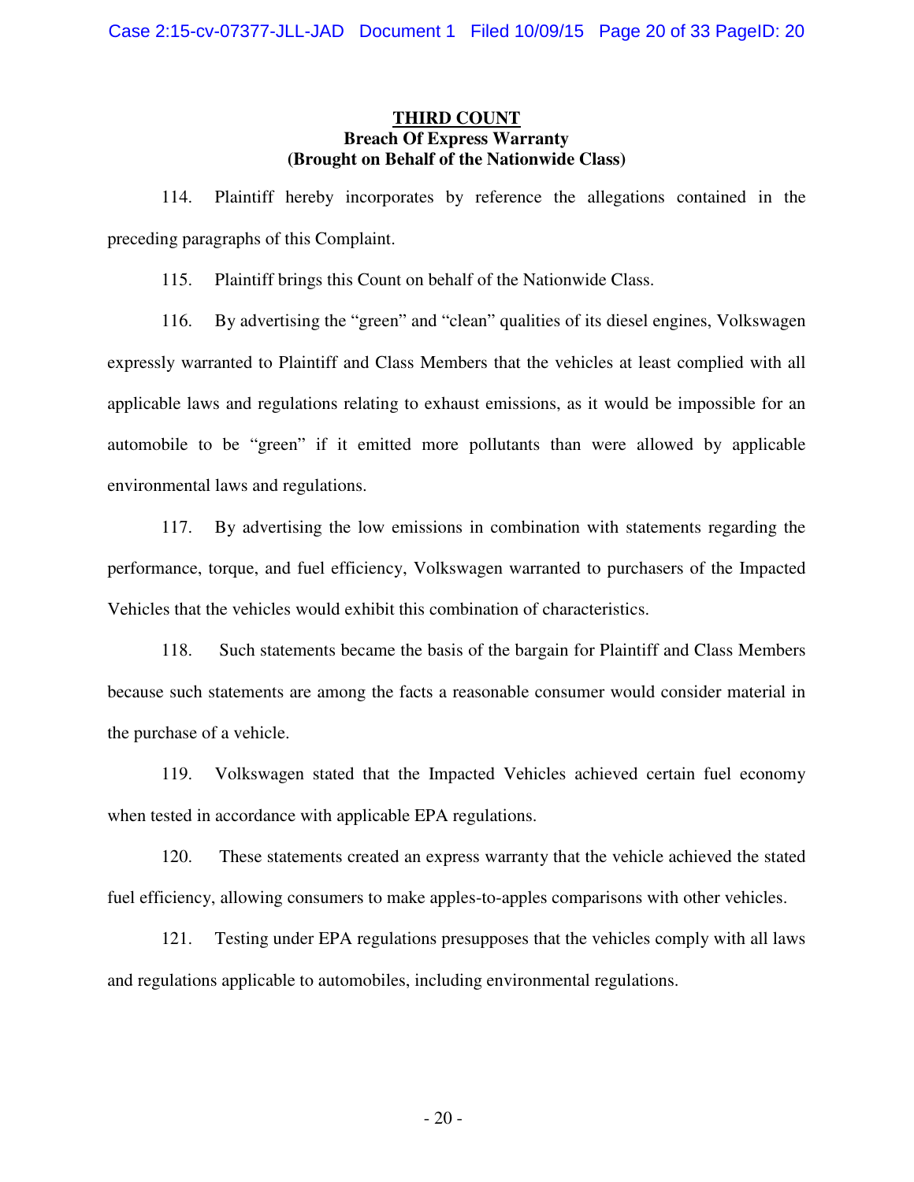## THIRD COUNT

**Breach Of Express Warranty**
**(Brought on Behalf of the Nationwide Class)**

114. Plaintiff hereby incorporates by reference the allegations contained in the preceding paragraphs of this Complaint.

115. Plaintiff brings this Count on behalf of the Nationwide Class.

116. By advertising the "green" and "clean" qualities of its diesel engines, Volkswagen expressly warranted to Plaintiff and Class Members that the vehicles at least complied with all applicable laws and regulations relating to exhaust emissions, as it would be impossible for an automobile to be "green" if it emitted more pollutants than were allowed by applicable environmental laws and regulations.

117. By advertising the low emissions in combination with statements regarding the performance, torque, and fuel efficiency, Volkswagen warranted to purchasers of the Impacted Vehicles that the vehicles would exhibit this combination of characteristics.

118. Such statements became the basis of the bargain for Plaintiff and Class Members because such statements are among the facts a reasonable consumer would consider material in the purchase of a vehicle.

119. Volkswagen stated that the Impacted Vehicles achieved certain fuel economy when tested in accordance with applicable EPA regulations.

120. These statements created an express warranty that the vehicle achieved the stated fuel efficiency, allowing consumers to make apples-to-apples comparisons with other vehicles.

121. Testing under EPA regulations presupposes that the vehicles comply with all laws and regulations applicable to automobiles, including environmental regulations.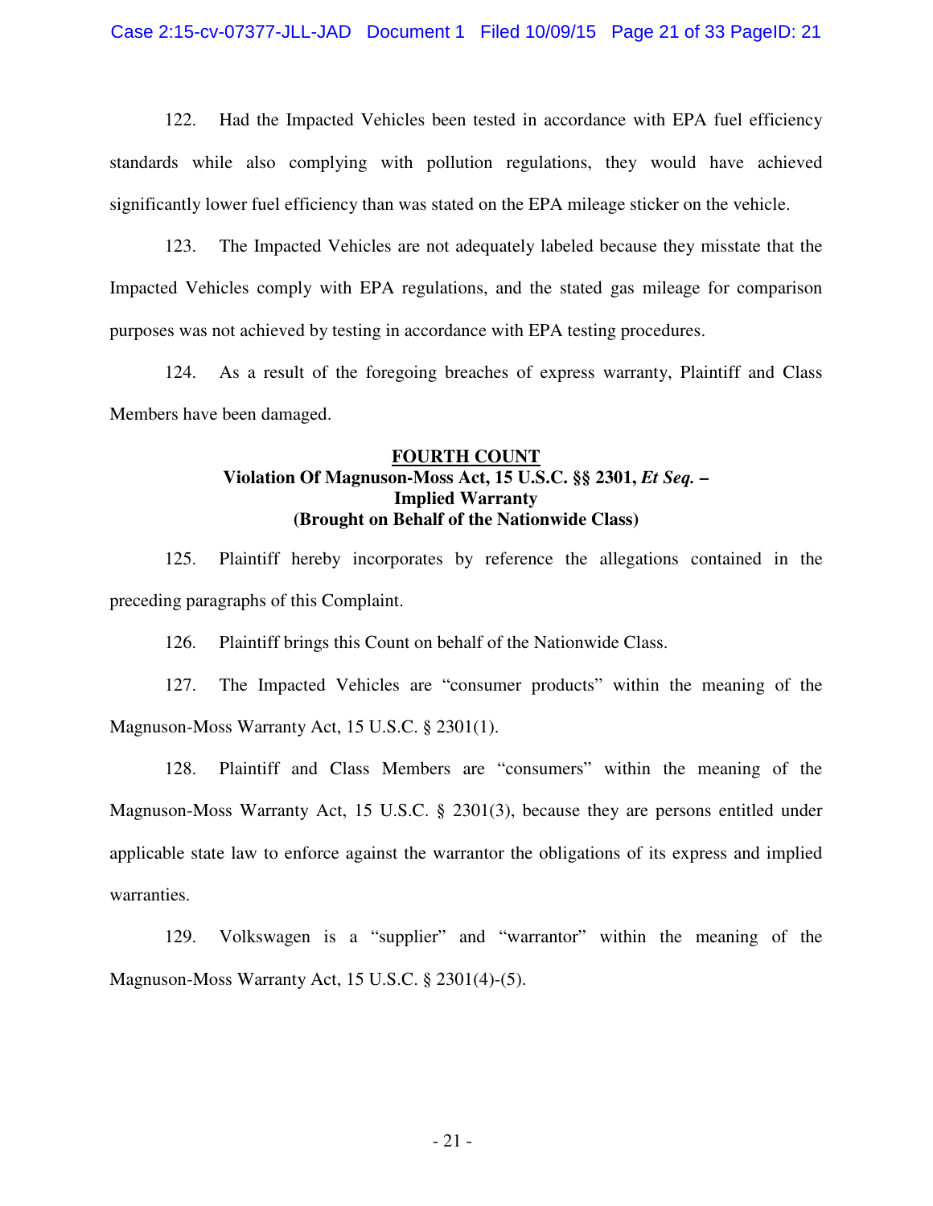122. Had the Impacted Vehicles been tested in accordance with EPA fuel efficiency standards while also complying with pollution regulations, they would have achieved significantly lower fuel efficiency than was stated on the EPA mileage sticker on the vehicle.

123. The Impacted Vehicles are not adequately labeled because they misstate that the Impacted Vehicles comply with EPA regulations, and the stated gas mileage for comparison purposes was not achieved by testing in accordance with EPA testing procedures.

124. As a result of the foregoing breaches of express warranty, Plaintiff and Class Members have been damaged.

## <u>FOURTH COUNT</u>
## Violation Of Magnuson-Moss Act, 15 U.S.C. §§ 2301, *Et Seq.* – Implied Warranty (Brought on Behalf of the Nationwide Class)

125. Plaintiff hereby incorporates by reference the allegations contained in the preceding paragraphs of this Complaint.

126. Plaintiff brings this Count on behalf of the Nationwide Class.

127. The Impacted Vehicles are "consumer products" within the meaning of the Magnuson-Moss Warranty Act, 15 U.S.C. § 2301(1).

128. Plaintiff and Class Members are "consumers" within the meaning of the Magnuson-Moss Warranty Act, 15 U.S.C. § 2301(3), because they are persons entitled under applicable state law to enforce against the warrantor the obligations of its express and implied warranties.

129. Volkswagen is a "supplier" and "warrantor" within the meaning of the Magnuson-Moss Warranty Act, 15 U.S.C. § 2301(4)-(5).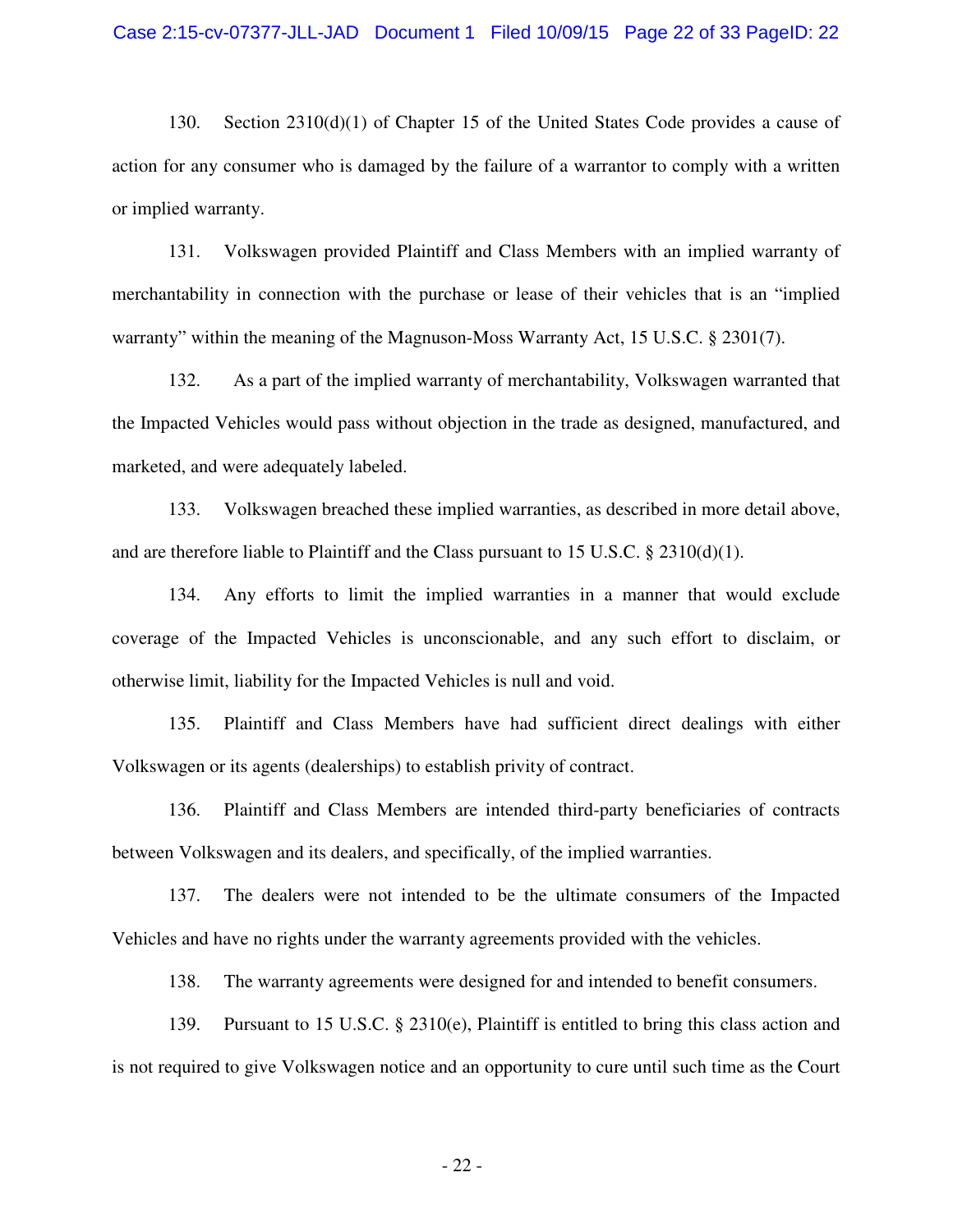130. Section 2310(d)(1) of Chapter 15 of the United States Code provides a cause of action for any consumer who is damaged by the failure of a warrantor to comply with a written or implied warranty.

131. Volkswagen provided Plaintiff and Class Members with an implied warranty of merchantability in connection with the purchase or lease of their vehicles that is an "implied warranty" within the meaning of the Magnuson-Moss Warranty Act, 15 U.S.C. § 2301(7).

132. As a part of the implied warranty of merchantability, Volkswagen warranted that the Impacted Vehicles would pass without objection in the trade as designed, manufactured, and marketed, and were adequately labeled.

133. Volkswagen breached these implied warranties, as described in more detail above, and are therefore liable to Plaintiff and the Class pursuant to 15 U.S.C. § 2310(d)(1).

134. Any efforts to limit the implied warranties in a manner that would exclude coverage of the Impacted Vehicles is unconscionable, and any such effort to disclaim, or otherwise limit, liability for the Impacted Vehicles is null and void.

135. Plaintiff and Class Members have had sufficient direct dealings with either Volkswagen or its agents (dealerships) to establish privity of contract.

136. Plaintiff and Class Members are intended third-party beneficiaries of contracts between Volkswagen and its dealers, and specifically, of the implied warranties.

137. The dealers were not intended to be the ultimate consumers of the Impacted Vehicles and have no rights under the warranty agreements provided with the vehicles.

138. The warranty agreements were designed for and intended to benefit consumers.

139. Pursuant to 15 U.S.C. § 2310(e), Plaintiff is entitled to bring this class action and is not required to give Volkswagen notice and an opportunity to cure until such time as the Court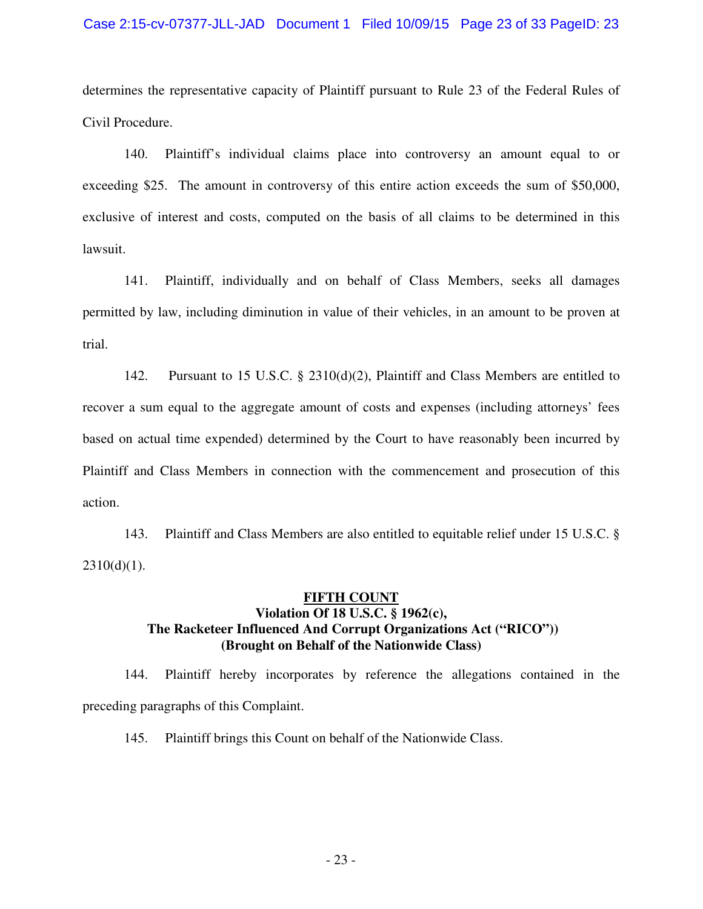determines the representative capacity of Plaintiff pursuant to Rule 23 of the Federal Rules of Civil Procedure.

140. Plaintiff's individual claims place into controversy an amount equal to or exceeding $25. The amount in controversy of this entire action exceeds the sum of $50,000, exclusive of interest and costs, computed on the basis of all claims to be determined in this lawsuit.

141. Plaintiff, individually and on behalf of Class Members, seeks all damages permitted by law, including diminution in value of their vehicles, in an amount to be proven at trial.

142. Pursuant to 15 U.S.C. § 2310(d)(2), Plaintiff and Class Members are entitled to recover a sum equal to the aggregate amount of costs and expenses (including attorneys' fees based on actual time expended) determined by the Court to have reasonably been incurred by Plaintiff and Class Members in connection with the commencement and prosecution of this action.

143. Plaintiff and Class Members are also entitled to equitable relief under 15 U.S.C. § 2310(d)(1).

**<u>FIFTH COUNT</u>**
**Violation Of 18 U.S.C. § 1962(c),**
**The Racketeer Influenced And Corrupt Organizations Act ("RICO"))**
**(Brought on Behalf of the Nationwide Class)**

144. Plaintiff hereby incorporates by reference the allegations contained in the preceding paragraphs of this Complaint.

145. Plaintiff brings this Count on behalf of the Nationwide Class.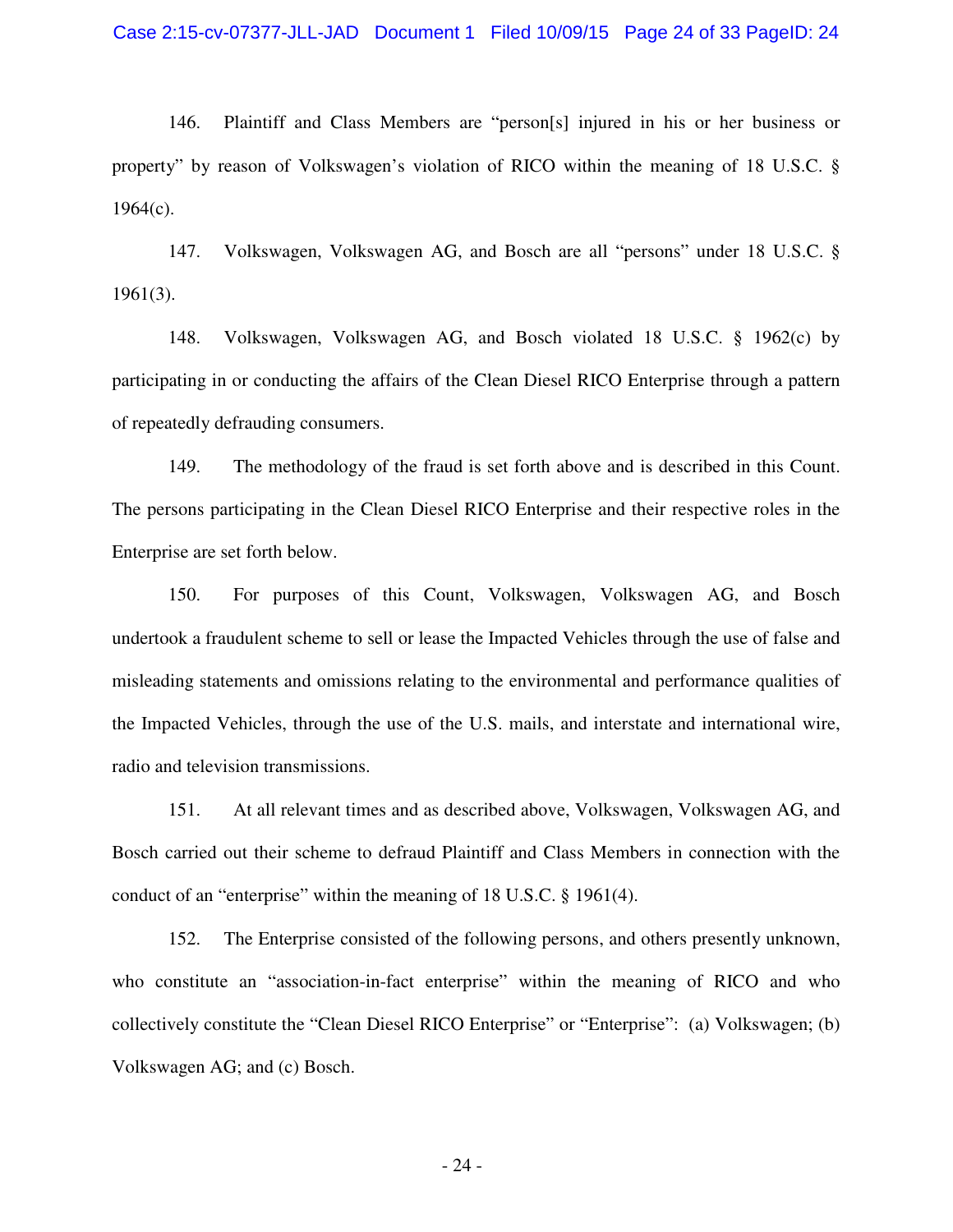146. Plaintiff and Class Members are "person[s] injured in his or her business or property" by reason of Volkswagen's violation of RICO within the meaning of 18 U.S.C. § 1964(c).

147. Volkswagen, Volkswagen AG, and Bosch are all "persons" under 18 U.S.C. § 1961(3).

148. Volkswagen, Volkswagen AG, and Bosch violated 18 U.S.C. § 1962(c) by participating in or conducting the affairs of the Clean Diesel RICO Enterprise through a pattern of repeatedly defrauding consumers.

149. The methodology of the fraud is set forth above and is described in this Count. The persons participating in the Clean Diesel RICO Enterprise and their respective roles in the Enterprise are set forth below.

150. For purposes of this Count, Volkswagen, Volkswagen AG, and Bosch undertook a fraudulent scheme to sell or lease the Impacted Vehicles through the use of false and misleading statements and omissions relating to the environmental and performance qualities of the Impacted Vehicles, through the use of the U.S. mails, and interstate and international wire, radio and television transmissions.

151. At all relevant times and as described above, Volkswagen, Volkswagen AG, and Bosch carried out their scheme to defraud Plaintiff and Class Members in connection with the conduct of an "enterprise" within the meaning of 18 U.S.C. § 1961(4).

152. The Enterprise consisted of the following persons, and others presently unknown, who constitute an "association-in-fact enterprise" within the meaning of RICO and who collectively constitute the "Clean Diesel RICO Enterprise" or "Enterprise": (a) Volkswagen; (b) Volkswagen AG; and (c) Bosch.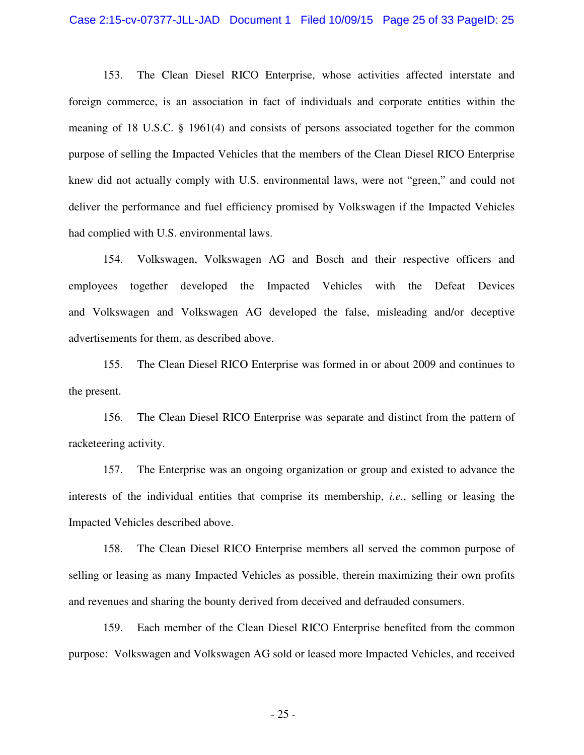153. The Clean Diesel RICO Enterprise, whose activities affected interstate and foreign commerce, is an association in fact of individuals and corporate entities within the meaning of 18 U.S.C. § 1961(4) and consists of persons associated together for the common purpose of selling the Impacted Vehicles that the members of the Clean Diesel RICO Enterprise knew did not actually comply with U.S. environmental laws, were not "green," and could not deliver the performance and fuel efficiency promised by Volkswagen if the Impacted Vehicles had complied with U.S. environmental laws.

154. Volkswagen, Volkswagen AG and Bosch and their respective officers and employees together developed the Impacted Vehicles with the Defeat Devices and Volkswagen and Volkswagen AG developed the false, misleading and/or deceptive advertisements for them, as described above.

155. The Clean Diesel RICO Enterprise was formed in or about 2009 and continues to the present.

156. The Clean Diesel RICO Enterprise was separate and distinct from the pattern of racketeering activity.

157. The Enterprise was an ongoing organization or group and existed to advance the interests of the individual entities that comprise its membership, *i.e*., selling or leasing the Impacted Vehicles described above.

158. The Clean Diesel RICO Enterprise members all served the common purpose of selling or leasing as many Impacted Vehicles as possible, therein maximizing their own profits and revenues and sharing the bounty derived from deceived and defrauded consumers.

159. Each member of the Clean Diesel RICO Enterprise benefited from the common purpose: Volkswagen and Volkswagen AG sold or leased more Impacted Vehicles, and received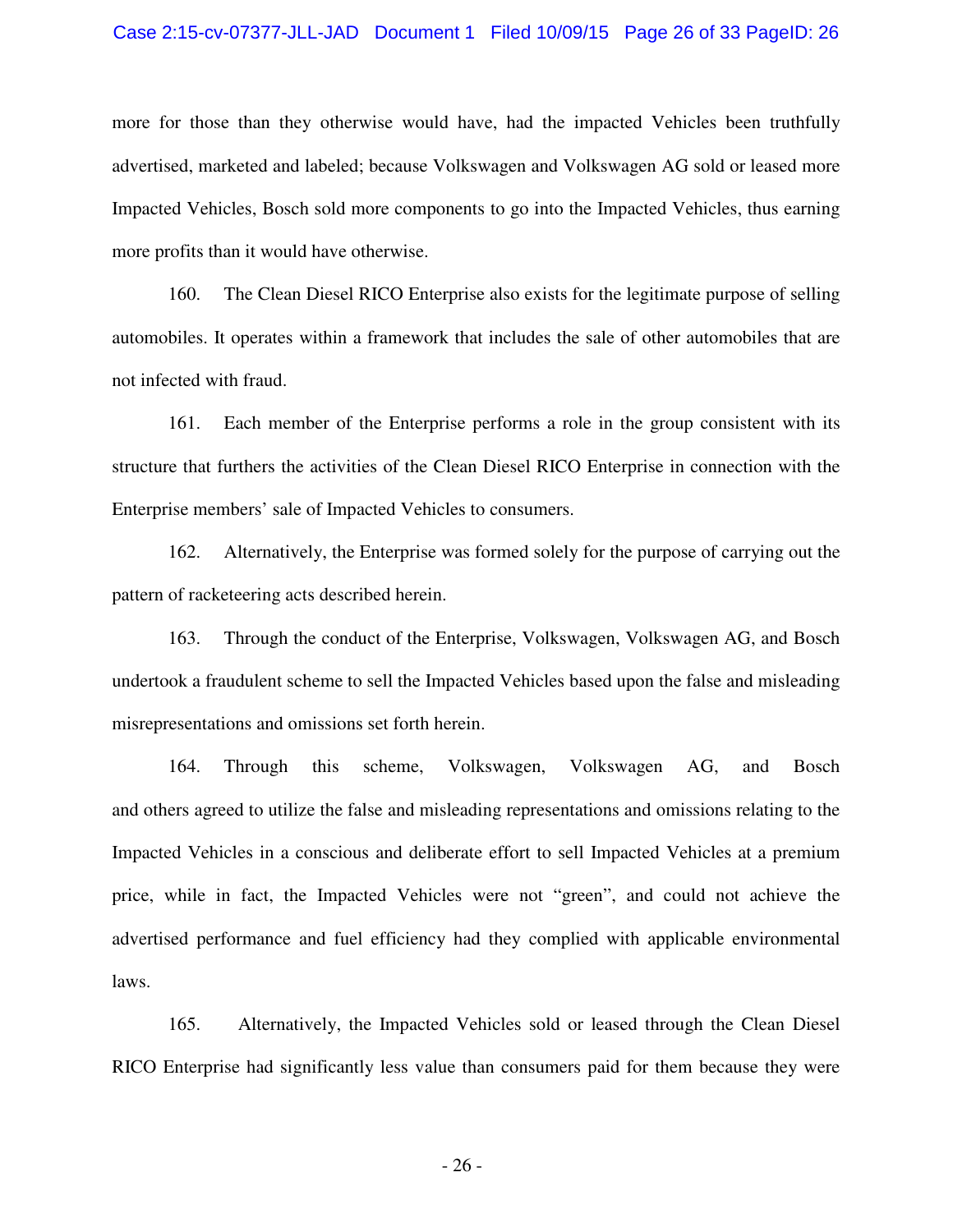more for those than they otherwise would have, had the impacted Vehicles been truthfully advertised, marketed and labeled; because Volkswagen and Volkswagen AG sold or leased more Impacted Vehicles, Bosch sold more components to go into the Impacted Vehicles, thus earning more profits than it would have otherwise.

160. The Clean Diesel RICO Enterprise also exists for the legitimate purpose of selling automobiles. It operates within a framework that includes the sale of other automobiles that are not infected with fraud.

161. Each member of the Enterprise performs a role in the group consistent with its structure that furthers the activities of the Clean Diesel RICO Enterprise in connection with the Enterprise members' sale of Impacted Vehicles to consumers.

162. Alternatively, the Enterprise was formed solely for the purpose of carrying out the pattern of racketeering acts described herein.

163. Through the conduct of the Enterprise, Volkswagen, Volkswagen AG, and Bosch undertook a fraudulent scheme to sell the Impacted Vehicles based upon the false and misleading misrepresentations and omissions set forth herein.

164. Through this scheme, Volkswagen, Volkswagen AG, and Bosch and others agreed to utilize the false and misleading representations and omissions relating to the Impacted Vehicles in a conscious and deliberate effort to sell Impacted Vehicles at a premium price, while in fact, the Impacted Vehicles were not "green", and could not achieve the advertised performance and fuel efficiency had they complied with applicable environmental laws.

165. Alternatively, the Impacted Vehicles sold or leased through the Clean Diesel RICO Enterprise had significantly less value than consumers paid for them because they were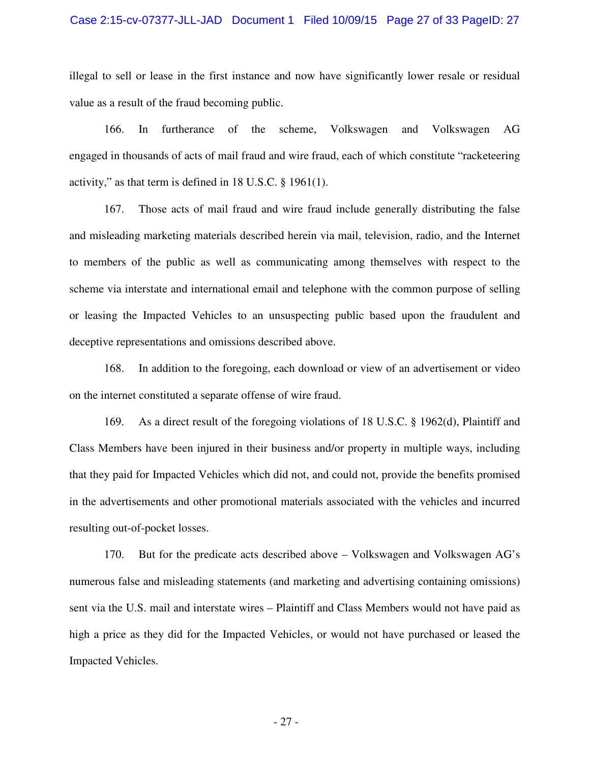illegal to sell or lease in the first instance and now have significantly lower resale or residual value as a result of the fraud becoming public.

166. In furtherance of the scheme, Volkswagen and Volkswagen AG engaged in thousands of acts of mail fraud and wire fraud, each of which constitute "racketeering activity," as that term is defined in 18 U.S.C. § 1961(1).

167. Those acts of mail fraud and wire fraud include generally distributing the false and misleading marketing materials described herein via mail, television, radio, and the Internet to members of the public as well as communicating among themselves with respect to the scheme via interstate and international email and telephone with the common purpose of selling or leasing the Impacted Vehicles to an unsuspecting public based upon the fraudulent and deceptive representations and omissions described above.

168. In addition to the foregoing, each download or view of an advertisement or video on the internet constituted a separate offense of wire fraud.

169. As a direct result of the foregoing violations of 18 U.S.C. § 1962(d), Plaintiff and Class Members have been injured in their business and/or property in multiple ways, including that they paid for Impacted Vehicles which did not, and could not, provide the benefits promised in the advertisements and other promotional materials associated with the vehicles and incurred resulting out-of-pocket losses.

170. But for the predicate acts described above – Volkswagen and Volkswagen AG's numerous false and misleading statements (and marketing and advertising containing omissions) sent via the U.S. mail and interstate wires – Plaintiff and Class Members would not have paid as high a price as they did for the Impacted Vehicles, or would not have purchased or leased the Impacted Vehicles.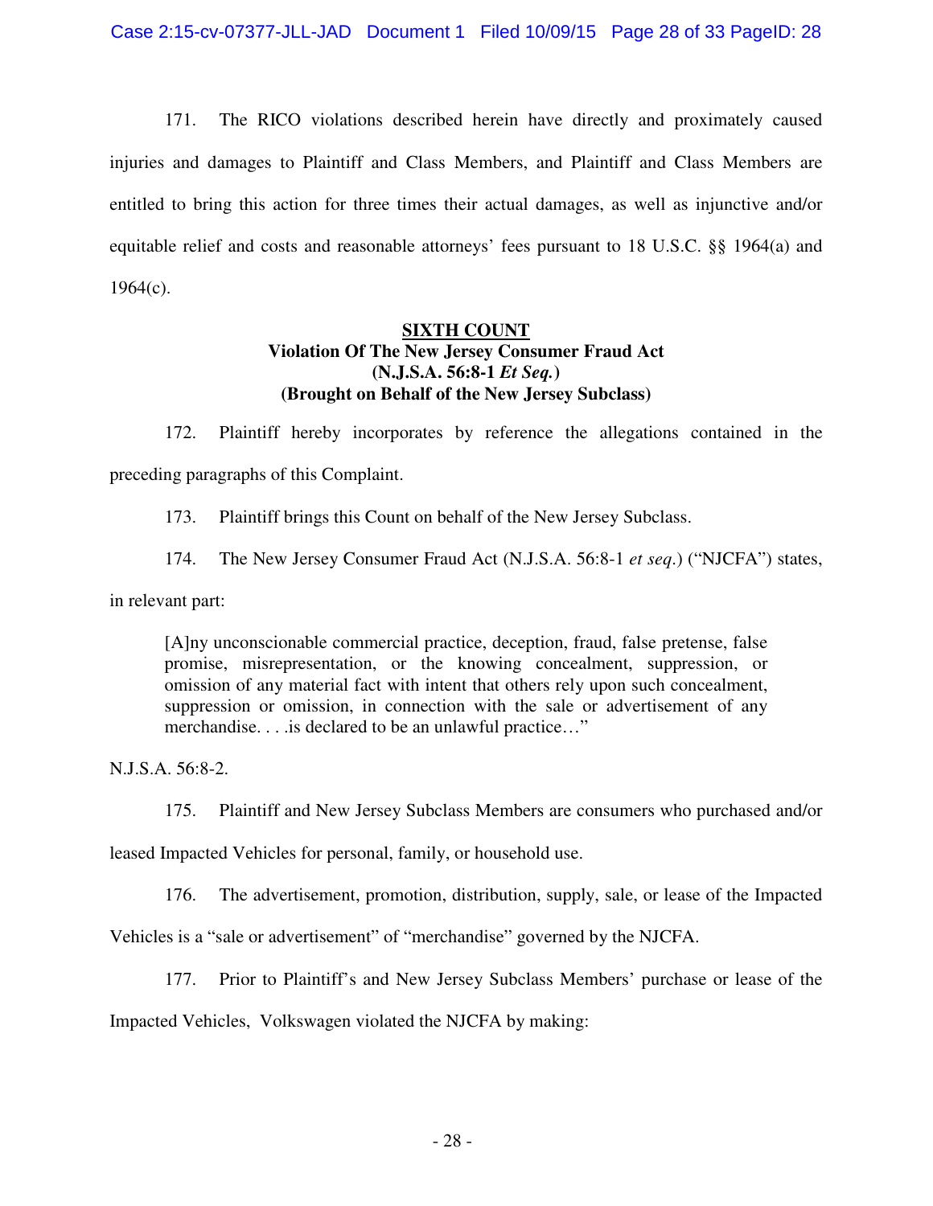171. The RICO violations described herein have directly and proximately caused injuries and damages to Plaintiff and Class Members, and Plaintiff and Class Members are entitled to bring this action for three times their actual damages, as well as injunctive and/or equitable relief and costs and reasonable attorneys' fees pursuant to 18 U.S.C. §§ 1964(a) and 1964(c).

**SIXTH COUNT**
**Violation Of The New Jersey Consumer Fraud Act**
**(N.J.S.A. 56:8-1 *Et Seq.*)**
**(Brought on Behalf of the New Jersey Subclass)**

172. Plaintiff hereby incorporates by reference the allegations contained in the preceding paragraphs of this Complaint.

173. Plaintiff brings this Count on behalf of the New Jersey Subclass.

174. The New Jersey Consumer Fraud Act (N.J.S.A. 56:8-1 *et seq*.) ("NJCFA") states, in relevant part:

> [A]ny unconscionable commercial practice, deception, fraud, false pretense, false promise, misrepresentation, or the knowing concealment, suppression, or omission of any material fact with intent that others rely upon such concealment, suppression or omission, in connection with the sale or advertisement of any merchandise. . . .is declared to be an unlawful practice…"

N.J.S.A. 56:8-2.

175. Plaintiff and New Jersey Subclass Members are consumers who purchased and/or leased Impacted Vehicles for personal, family, or household use.

176. The advertisement, promotion, distribution, supply, sale, or lease of the Impacted Vehicles is a "sale or advertisement" of "merchandise" governed by the NJCFA.

177. Prior to Plaintiff's and New Jersey Subclass Members' purchase or lease of the Impacted Vehicles, Volkswagen violated the NJCFA by making: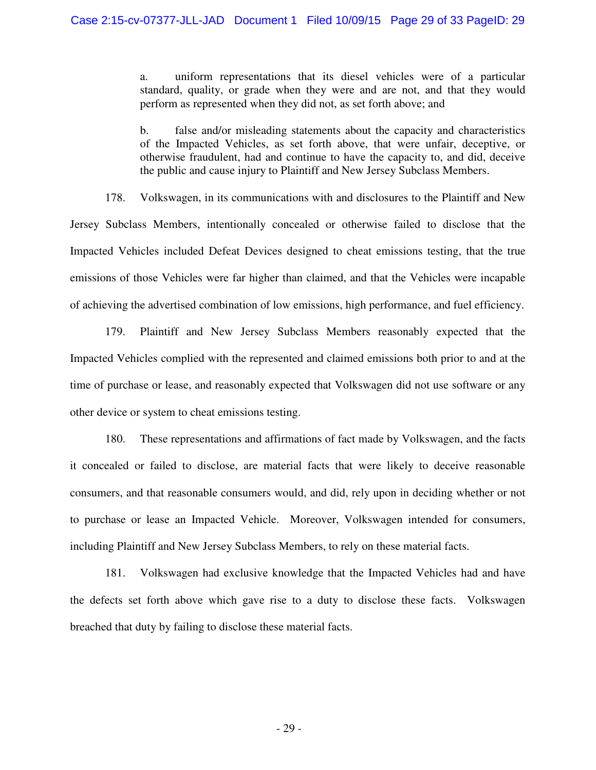a. uniform representations that its diesel vehicles were of a particular standard, quality, or grade when they were and are not, and that they would perform as represented when they did not, as set forth above; and

b. false and/or misleading statements about the capacity and characteristics of the Impacted Vehicles, as set forth above, that were unfair, deceptive, or otherwise fraudulent, had and continue to have the capacity to, and did, deceive the public and cause injury to Plaintiff and New Jersey Subclass Members.

178. Volkswagen, in its communications with and disclosures to the Plaintiff and New Jersey Subclass Members, intentionally concealed or otherwise failed to disclose that the Impacted Vehicles included Defeat Devices designed to cheat emissions testing, that the true emissions of those Vehicles were far higher than claimed, and that the Vehicles were incapable of achieving the advertised combination of low emissions, high performance, and fuel efficiency.

179. Plaintiff and New Jersey Subclass Members reasonably expected that the Impacted Vehicles complied with the represented and claimed emissions both prior to and at the time of purchase or lease, and reasonably expected that Volkswagen did not use software or any other device or system to cheat emissions testing.

180. These representations and affirmations of fact made by Volkswagen, and the facts it concealed or failed to disclose, are material facts that were likely to deceive reasonable consumers, and that reasonable consumers would, and did, rely upon in deciding whether or not to purchase or lease an Impacted Vehicle. Moreover, Volkswagen intended for consumers, including Plaintiff and New Jersey Subclass Members, to rely on these material facts.

181. Volkswagen had exclusive knowledge that the Impacted Vehicles had and have the defects set forth above which gave rise to a duty to disclose these facts. Volkswagen breached that duty by failing to disclose these material facts.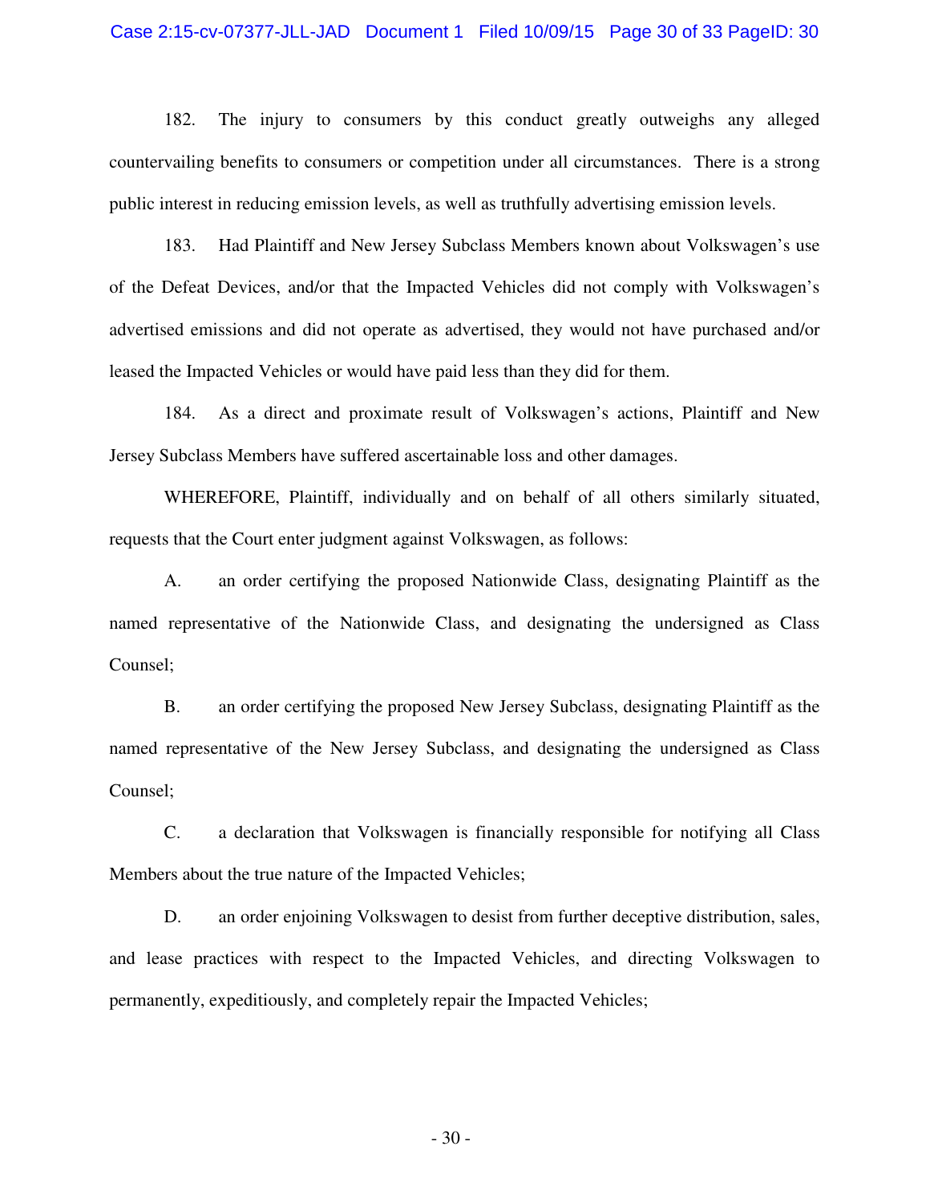182. The injury to consumers by this conduct greatly outweighs any alleged countervailing benefits to consumers or competition under all circumstances. There is a strong public interest in reducing emission levels, as well as truthfully advertising emission levels.

183. Had Plaintiff and New Jersey Subclass Members known about Volkswagen's use of the Defeat Devices, and/or that the Impacted Vehicles did not comply with Volkswagen's advertised emissions and did not operate as advertised, they would not have purchased and/or leased the Impacted Vehicles or would have paid less than they did for them.

184. As a direct and proximate result of Volkswagen's actions, Plaintiff and New Jersey Subclass Members have suffered ascertainable loss and other damages.

WHEREFORE, Plaintiff, individually and on behalf of all others similarly situated, requests that the Court enter judgment against Volkswagen, as follows:

A. an order certifying the proposed Nationwide Class, designating Plaintiff as the named representative of the Nationwide Class, and designating the undersigned as Class Counsel;

B. an order certifying the proposed New Jersey Subclass, designating Plaintiff as the named representative of the New Jersey Subclass, and designating the undersigned as Class Counsel;

C. a declaration that Volkswagen is financially responsible for notifying all Class Members about the true nature of the Impacted Vehicles;

D. an order enjoining Volkswagen to desist from further deceptive distribution, sales, and lease practices with respect to the Impacted Vehicles, and directing Volkswagen to permanently, expeditiously, and completely repair the Impacted Vehicles;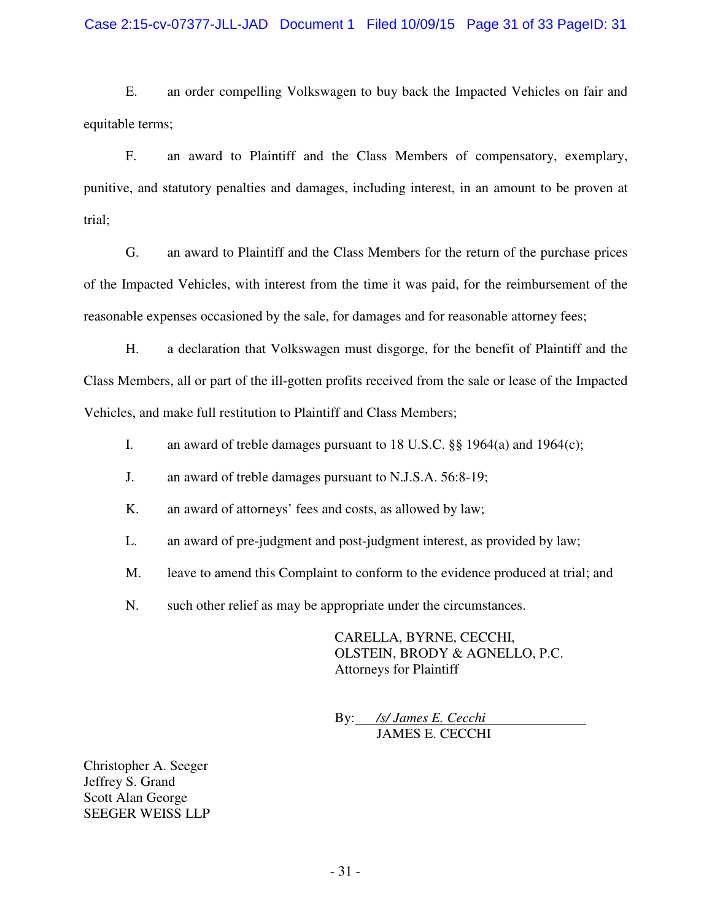E. an order compelling Volkswagen to buy back the Impacted Vehicles on fair and equitable terms;

F. an award to Plaintiff and the Class Members of compensatory, exemplary, punitive, and statutory penalties and damages, including interest, in an amount to be proven at trial;

G. an award to Plaintiff and the Class Members for the return of the purchase prices of the Impacted Vehicles, with interest from the time it was paid, for the reimbursement of the reasonable expenses occasioned by the sale, for damages and for reasonable attorney fees;

H. a declaration that Volkswagen must disgorge, for the benefit of Plaintiff and the Class Members, all or part of the ill-gotten profits received from the sale or lease of the Impacted Vehicles, and make full restitution to Plaintiff and Class Members;

I. an award of treble damages pursuant to 18 U.S.C. §§ 1964(a) and 1964(c);

J. an award of treble damages pursuant to N.J.S.A. 56:8-19;

K. an award of attorneys' fees and costs, as allowed by law;

L. an award of pre-judgment and post-judgment interest, as provided by law;

M. leave to amend this Complaint to conform to the evidence produced at trial; and

N. such other relief as may be appropriate under the circumstances.

CARELLA, BYRNE, CECCHI,
OLSTEIN, BRODY & AGNELLO, P.C.
Attorneys for Plaintiff

By: */s/ James E. Cecchi*
JAMES E. CECCHI

Christopher A. Seeger
Jeffrey S. Grand
Scott Alan George
SEEGER WEISS LLP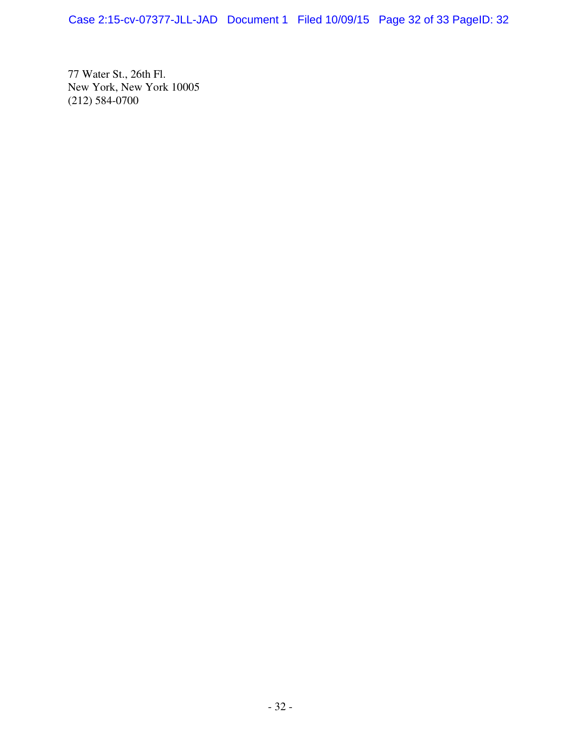77 Water St., 26th Fl.
New York, New York 10005
(212) 584-0700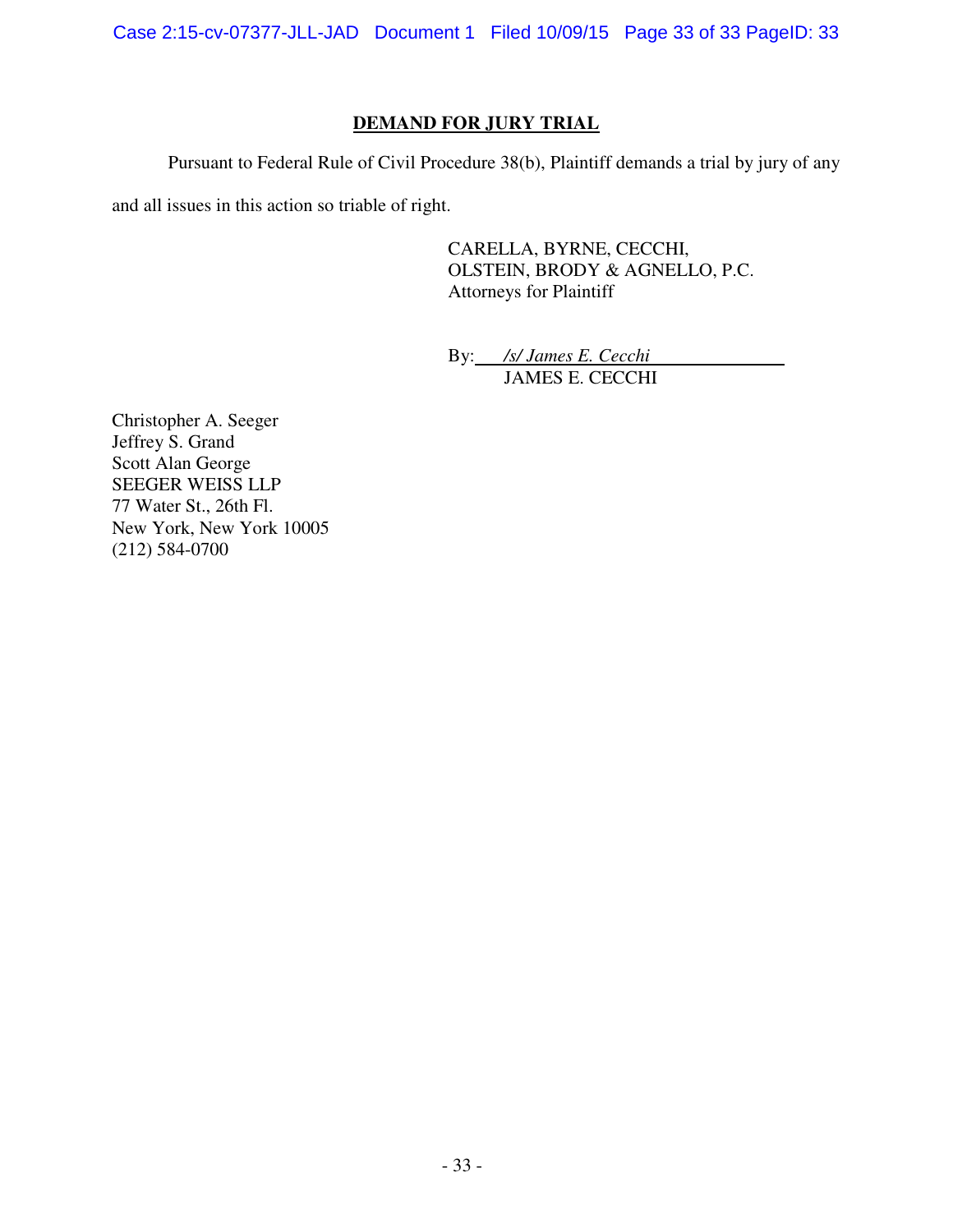## DEMAND FOR JURY TRIAL

Pursuant to Federal Rule of Civil Procedure 38(b), Plaintiff demands a trial by jury of any and all issues in this action so triable of right.

CARELLA, BYRNE, CECCHI,
OLSTEIN, BRODY & AGNELLO, P.C.
Attorneys for Plaintiff

By: */s/ James E. Cecchi*
JAMES E. CECCHI

Christopher A. Seeger
Jeffrey S. Grand
Scott Alan George
SEEGER WEISS LLP
77 Water St., 26th Fl.
New York, New York 10005
(212) 584-0700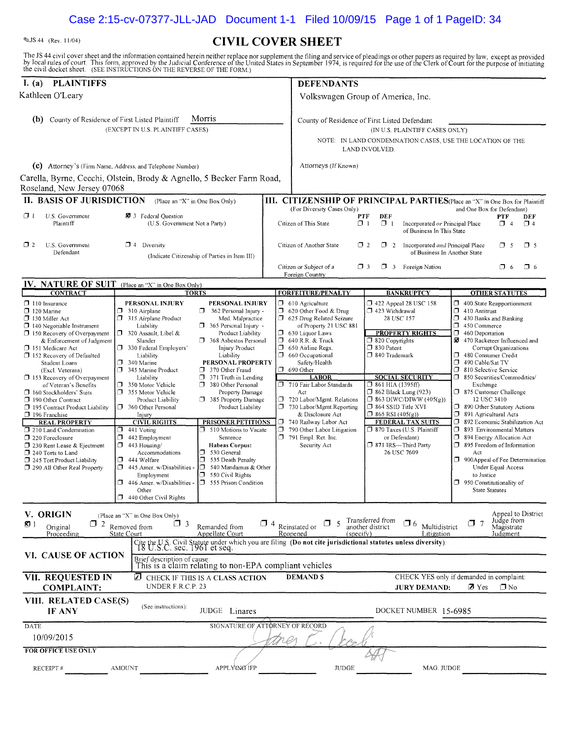JS 44 (Rev. 11/04)

# CIVIL COVER SHEET

The JS 44 civil cover sheet and the information contained herein neither replace nor supplement the filing and service of pleadings or other papers as required by law, except as provided by local rules of court. This form, approved by the Judicial Conference of the United States in September 1974, is required for the use of the Clerk of Court for the purpose of initiating the civil docket sheet. (SEE INSTRUCTIONS ON THE REVERSE OF THE FORM.)

## I. (a) PLAINTIFFS

Kathleen O'Leary

**(b)** County of Residence of First Listed Plaintiff: Morris
(EXCEPT IN U.S. PLAINTIFF CASES)

**(c)** Attorney's (Firm Name, Address, and Telephone Number)
Carella, Byrne, Cecchi, Olstein, Brody & Agnello, 5 Becker Farm Road, Roseland, New Jersey 07068

## DEFENDANTS

Volkswagen Group of America, Inc.

County of Residence of First Listed Defendant: ____
(IN U.S. PLAINTIFF CASES ONLY)
NOTE: IN LAND CONDEMNATION CASES, USE THE LOCATION OF THE LAND INVOLVED.

Attorneys (If Known)

## II. BASIS OF JURISDICTION (Place an "X" in One Box Only)

- ☐ 1 U.S. Government Plaintiff
- ☒ 3 Federal Question (U.S. Government Not a Party)
- ☐ 2 U.S. Government Defendant
- ☐ 4 Diversity (Indicate Citizenship of Parties in Item III)

## III. CITIZENSHIP OF PRINCIPAL PARTIES (Place an "X" in One Box for Plaintiff and One Box for Defendant) (For Diversity Cases Only)

| | PTF | DEF | | PTF | DEF |
|---|---|---|---|---|---|
| Citizen of This State | ☐ 1 | ☐ 1 | Incorporated *or* Principal Place of Business In This State | ☐ 4 | ☐ 4 |
| Citizen of Another State | ☐ 2 | ☐ 2 | Incorporated *and* Principal Place of Business In Another State | ☐ 5 | ☐ 5 |
| Citizen or Subject of a Foreign Country | ☐ 3 | ☐ 3 | Foreign Nation | ☐ 6 | ☐ 6 |

## IV. NATURE OF SUIT (Place an "X" in One Box Only)

**CONTRACT**
- ☐ 110 Insurance
- ☐ 120 Marine
- ☐ 130 Miller Act
- ☐ 140 Negotiable Instrument
- ☐ 150 Recovery of Overpayment & Enforcement of Judgment
- ☐ 151 Medicare Act
- ☐ 152 Recovery of Defaulted Student Loans (Excl. Veterans)
- ☐ 153 Recovery of Overpayment of Veteran's Benefits
- ☐ 160 Stockholders' Suits
- ☐ 190 Other Contract
- ☐ 195 Contract Product Liability
- ☐ 196 Franchise

**REAL PROPERTY**
- ☐ 210 Land Condemnation
- ☐ 220 Foreclosure
- ☐ 230 Rent Lease & Ejectment
- ☐ 240 Torts to Land
- ☐ 245 Tort Product Liability
- ☐ 290 All Other Real Property

**TORTS**

PERSONAL INJURY
- ☐ 310 Airplane
- ☐ 315 Airplane Product Liability
- ☐ 320 Assault, Libel & Slander
- ☐ 330 Federal Employers' Liability
- ☐ 340 Marine
- ☐ 345 Marine Product Liability
- ☐ 350 Motor Vehicle
- ☐ 355 Motor Vehicle Product Liability
- ☐ 360 Other Personal Injury

PERSONAL INJURY
- ☐ 362 Personal Injury - Med. Malpractice
- ☐ 365 Personal Injury - Product Liability
- ☐ 368 Asbestos Personal Injury Product Liability

PERSONAL PROPERTY
- ☐ 370 Other Fraud
- ☐ 371 Truth in Lending
- ☐ 380 Other Personal Property Damage
- ☐ 385 Property Damage Product Liability

**CIVIL RIGHTS**
- ☐ 441 Voting
- ☐ 442 Employment
- ☐ 443 Housing/ Accommodations
- ☐ 444 Welfare
- ☐ 445 Amer. w/Disabilities - Employment
- ☐ 446 Amer. w/Disabilities - Other
- ☐ 440 Other Civil Rights

**PRISONER PETITIONS**
- ☐ 510 Motions to Vacate Sentence

Habeas Corpus:
- ☐ 530 General
- ☐ 535 Death Penalty
- ☐ 540 Mandamus & Other
- ☐ 550 Civil Rights
- ☐ 555 Prison Condition

**FORFEITURE/PENALTY**
- ☐ 610 Agriculture
- ☐ 620 Other Food & Drug
- ☐ 625 Drug Related Seizure of Property 21 USC 881
- ☐ 630 Liquor Laws
- ☐ 640 R.R. & Truck
- ☐ 650 Airline Regs.
- ☐ 660 Occupational Safety/Health
- ☐ 690 Other

**LABOR**
- ☐ 710 Fair Labor Standards Act
- ☐ 720 Labor/Mgmt. Relations
- ☐ 730 Labor/Mgmt.Reporting & Disclosure Act
- ☐ 740 Railway Labor Act
- ☐ 790 Other Labor Litigation
- ☐ 791 Empl. Ret. Inc. Security Act

**BANKRUPTCY**
- ☐ 422 Appeal 28 USC 158
- ☐ 423 Withdrawal 28 USC 157

**PROPERTY RIGHTS**
- ☐ 820 Copyrights
- ☐ 830 Patent
- ☐ 840 Trademark

**SOCIAL SECURITY**
- ☐ 861 HIA (1395ff)
- ☐ 862 Black Lung (923)
- ☐ 863 DIWC/DIWW (405(g))
- ☐ 864 SSID Title XVI
- ☐ 865 RSI (405(g))

**FEDERAL TAX SUITS**
- ☐ 870 Taxes (U.S. Plaintiff or Defendant)
- ☐ 871 IRS—Third Party 26 USC 7609

**OTHER STATUTES**
- ☐ 400 State Reapportionment
- ☐ 410 Antitrust
- ☐ 430 Banks and Banking
- ☐ 450 Commerce
- ☐ 460 Deportation
- ☒ 470 Racketeer Influenced and Corrupt Organizations
- ☐ 480 Consumer Credit
- ☐ 490 Cable/Sat TV
- ☐ 810 Selective Service
- ☐ 850 Securities/Commodities/ Exchange
- ☐ 875 Customer Challenge 12 USC 3410
- ☐ 890 Other Statutory Actions
- ☐ 891 Agricultural Acts
- ☐ 892 Economic Stabilization Act
- ☐ 893 Environmental Matters
- ☐ 894 Energy Allocation Act
- ☐ 895 Freedom of Information Act
- ☐ 900Appeal of Fee Determination Under Equal Access to Justice
- ☐ 950 Constitutionality of State Statutes

## V. ORIGIN (Place an "X" in One Box Only)

- ☒ 1 Original Proceeding
- ☐ 2 Removed from State Court
- ☐ 3 Remanded from Appellate Court
- ☐ 4 Reinstated or Reopened
- ☐ 5 Transferred from another district (specify)
- ☐ 6 Multidistrict Litigation
- ☐ 7 Appeal to District Judge from Magistrate Judgment

## VI. CAUSE OF ACTION

Cite the U.S. Civil Statute under which you are filing (**Do not cite jurisdictional statutes unless diversity**): 18 U.S.C. sec. 1961 et seq.

Brief description of cause: This is a claim relating to non-EPA compliant vehicles

## VII. REQUESTED IN COMPLAINT:

☒ CHECK IF THIS IS A CLASS ACTION UNDER F.R.C.P. 23

**DEMAND $**

CHECK YES only if demanded in complaint:
**JURY DEMAND:** ☒ Yes ☐ No

## VIII. RELATED CASE(S) IF ANY

(See instructions): JUDGE Linares DOCKET NUMBER 15-6985

DATE: 10/09/2015

SIGNATURE OF ATTORNEY OF RECORD: James E. Cecchi

**FOR OFFICE USE ONLY**

RECEIPT # ____ AMOUNT ____ APPLYING IFP ____ JUDGE ____ MAG. JUDGE ____